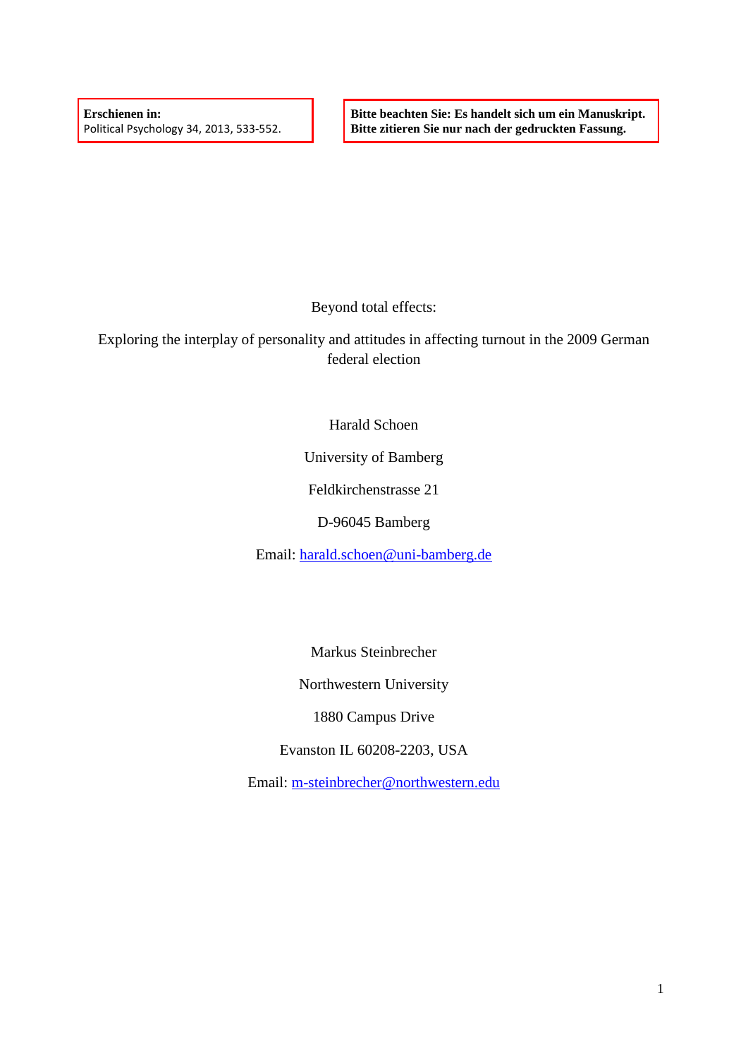**Erschienen in:**
Political Psychology 34, 2013, 533-552.

**Bitte beachten Sie: Es handelt sich um ein Manuskript.**
**Bitte zitieren Sie nur nach der gedruckten Fassung.**

# Beyond total effects:

# Exploring the interplay of personality and attitudes in affecting turnout in the 2009 German federal election

Harald Schoen

University of Bamberg

Feldkirchenstrasse 21

D-96045 Bamberg

Email: harald.schoen@uni-bamberg.de

Markus Steinbrecher

Northwestern University

1880 Campus Drive

Evanston IL 60208-2203, USA

Email: m-steinbrecher@northwestern.edu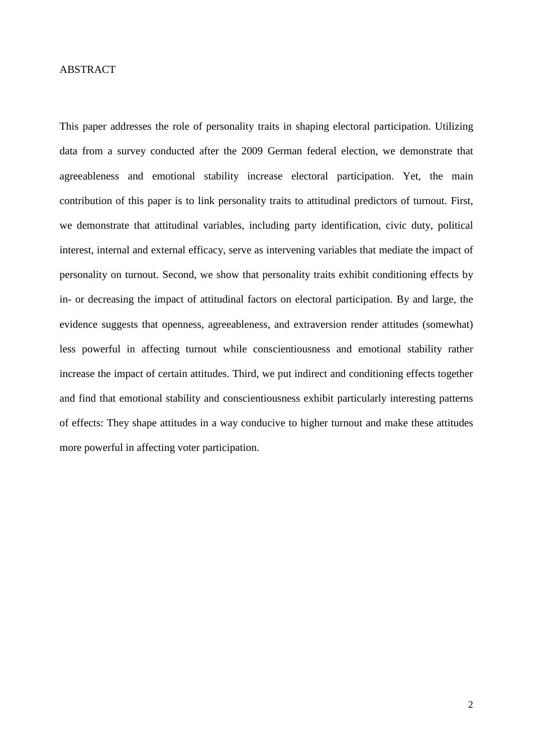# ABSTRACT

This paper addresses the role of personality traits in shaping electoral participation. Utilizing data from a survey conducted after the 2009 German federal election, we demonstrate that agreeableness and emotional stability increase electoral participation. Yet, the main contribution of this paper is to link personality traits to attitudinal predictors of turnout. First, we demonstrate that attitudinal variables, including party identification, civic duty, political interest, internal and external efficacy, serve as intervening variables that mediate the impact of personality on turnout. Second, we show that personality traits exhibit conditioning effects by in- or decreasing the impact of attitudinal factors on electoral participation. By and large, the evidence suggests that openness, agreeableness, and extraversion render attitudes (somewhat) less powerful in affecting turnout while conscientiousness and emotional stability rather increase the impact of certain attitudes. Third, we put indirect and conditioning effects together and find that emotional stability and conscientiousness exhibit particularly interesting patterns of effects: They shape attitudes in a way conducive to higher turnout and make these attitudes more powerful in affecting voter participation.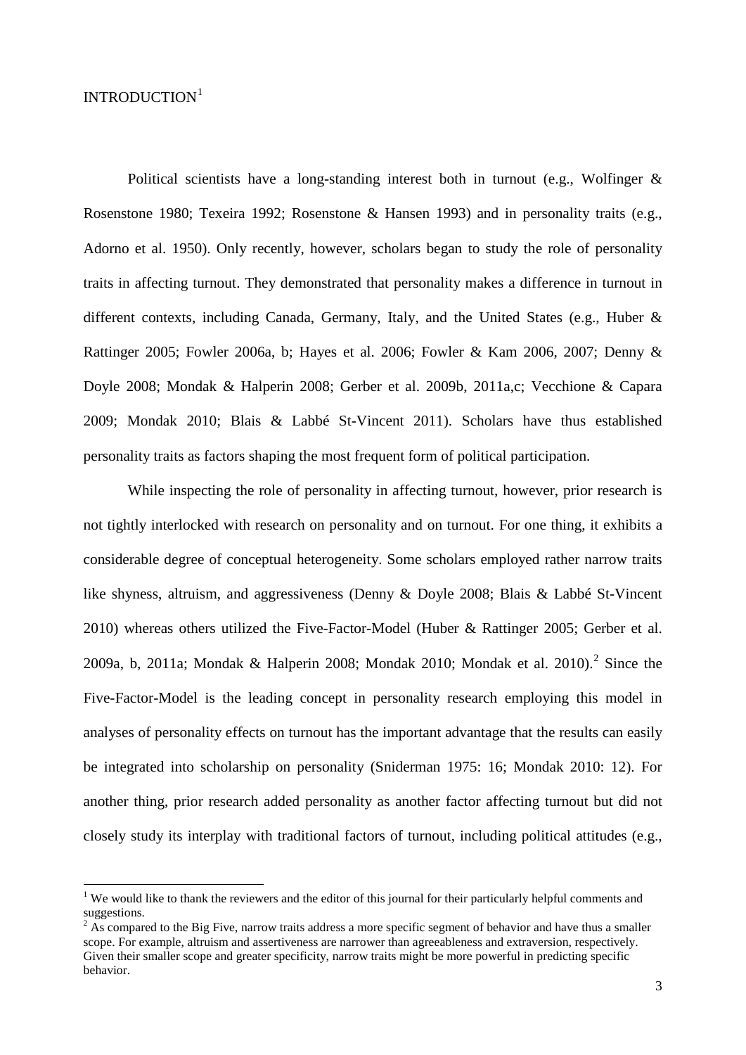# INTRODUCTION[1]

Political scientists have a long-standing interest both in turnout (e.g., Wolfinger & Rosenstone 1980; Texeira 1992; Rosenstone & Hansen 1993) and in personality traits (e.g., Adorno et al. 1950). Only recently, however, scholars began to study the role of personality traits in affecting turnout. They demonstrated that personality makes a difference in turnout in different contexts, including Canada, Germany, Italy, and the United States (e.g., Huber & Rattinger 2005; Fowler 2006a, b; Hayes et al. 2006; Fowler & Kam 2006, 2007; Denny & Doyle 2008; Mondak & Halperin 2008; Gerber et al. 2009b, 2011a,c; Vecchione & Capara 2009; Mondak 2010; Blais & Labbé St-Vincent 2011). Scholars have thus established personality traits as factors shaping the most frequent form of political participation.

While inspecting the role of personality in affecting turnout, however, prior research is not tightly interlocked with research on personality and on turnout. For one thing, it exhibits a considerable degree of conceptual heterogeneity. Some scholars employed rather narrow traits like shyness, altruism, and aggressiveness (Denny & Doyle 2008; Blais & Labbé St-Vincent 2010) whereas others utilized the Five-Factor-Model (Huber & Rattinger 2005; Gerber et al. 2009a, b, 2011a; Mondak & Halperin 2008; Mondak 2010; Mondak et al. 2010).[2] Since the Five-Factor-Model is the leading concept in personality research employing this model in analyses of personality effects on turnout has the important advantage that the results can easily be integrated into scholarship on personality (Sniderman 1975: 16; Mondak 2010: 12). For another thing, prior research added personality as another factor affecting turnout but did not closely study its interplay with traditional factors of turnout, including political attitudes (e.g.,

---

[1] We would like to thank the reviewers and the editor of this journal for their particularly helpful comments and suggestions.

[2] As compared to the Big Five, narrow traits address a more specific segment of behavior and have thus a smaller scope. For example, altruism and assertiveness are narrower than agreeableness and extraversion, respectively. Given their smaller scope and greater specificity, narrow traits might be more powerful in predicting specific behavior.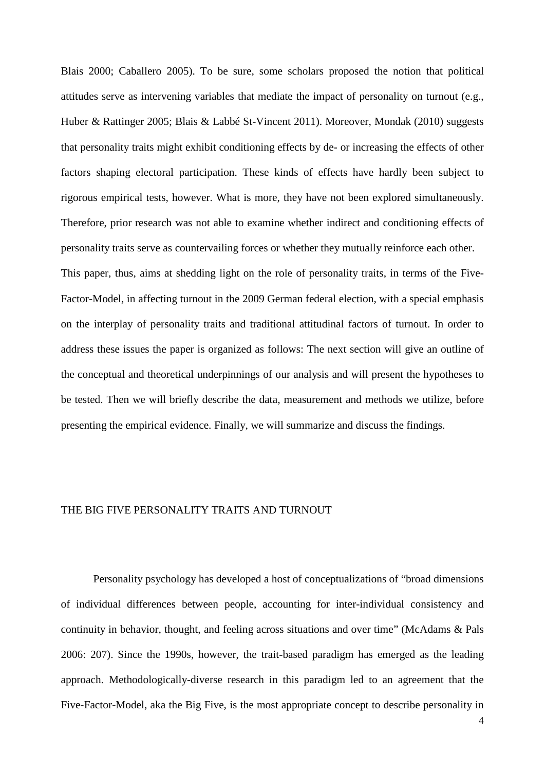Blais 2000; Caballero 2005). To be sure, some scholars proposed the notion that political attitudes serve as intervening variables that mediate the impact of personality on turnout (e.g., Huber & Rattinger 2005; Blais & Labbé St-Vincent 2011). Moreover, Mondak (2010) suggests that personality traits might exhibit conditioning effects by de- or increasing the effects of other factors shaping electoral participation. These kinds of effects have hardly been subject to rigorous empirical tests, however. What is more, they have not been explored simultaneously. Therefore, prior research was not able to examine whether indirect and conditioning effects of personality traits serve as countervailing forces or whether they mutually reinforce each other.

This paper, thus, aims at shedding light on the role of personality traits, in terms of the Five-Factor-Model, in affecting turnout in the 2009 German federal election, with a special emphasis on the interplay of personality traits and traditional attitudinal factors of turnout. In order to address these issues the paper is organized as follows: The next section will give an outline of the conceptual and theoretical underpinnings of our analysis and will present the hypotheses to be tested. Then we will briefly describe the data, measurement and methods we utilize, before presenting the empirical evidence. Finally, we will summarize and discuss the findings.

## THE BIG FIVE PERSONALITY TRAITS AND TURNOUT

Personality psychology has developed a host of conceptualizations of "broad dimensions of individual differences between people, accounting for inter-individual consistency and continuity in behavior, thought, and feeling across situations and over time" (McAdams & Pals 2006: 207). Since the 1990s, however, the trait-based paradigm has emerged as the leading approach. Methodologically-diverse research in this paradigm led to an agreement that the Five-Factor-Model, aka the Big Five, is the most appropriate concept to describe personality in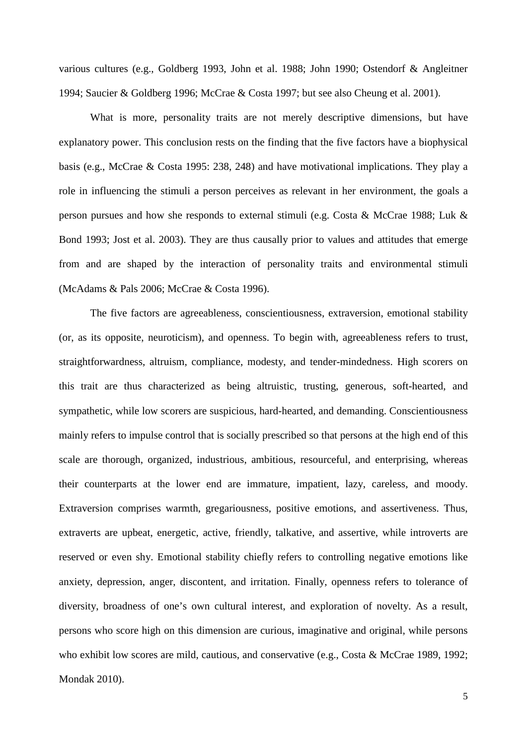various cultures (e.g., Goldberg 1993, John et al. 1988; John 1990; Ostendorf & Angleitner 1994; Saucier & Goldberg 1996; McCrae & Costa 1997; but see also Cheung et al. 2001).

What is more, personality traits are not merely descriptive dimensions, but have explanatory power. This conclusion rests on the finding that the five factors have a biophysical basis (e.g., McCrae & Costa 1995: 238, 248) and have motivational implications. They play a role in influencing the stimuli a person perceives as relevant in her environment, the goals a person pursues and how she responds to external stimuli (e.g. Costa & McCrae 1988; Luk & Bond 1993; Jost et al. 2003). They are thus causally prior to values and attitudes that emerge from and are shaped by the interaction of personality traits and environmental stimuli (McAdams & Pals 2006; McCrae & Costa 1996).

The five factors are agreeableness, conscientiousness, extraversion, emotional stability (or, as its opposite, neuroticism), and openness. To begin with, agreeableness refers to trust, straightforwardness, altruism, compliance, modesty, and tender-mindedness. High scorers on this trait are thus characterized as being altruistic, trusting, generous, soft-hearted, and sympathetic, while low scorers are suspicious, hard-hearted, and demanding. Conscientiousness mainly refers to impulse control that is socially prescribed so that persons at the high end of this scale are thorough, organized, industrious, ambitious, resourceful, and enterprising, whereas their counterparts at the lower end are immature, impatient, lazy, careless, and moody. Extraversion comprises warmth, gregariousness, positive emotions, and assertiveness. Thus, extraverts are upbeat, energetic, active, friendly, talkative, and assertive, while introverts are reserved or even shy. Emotional stability chiefly refers to controlling negative emotions like anxiety, depression, anger, discontent, and irritation. Finally, openness refers to tolerance of diversity, broadness of one's own cultural interest, and exploration of novelty. As a result, persons who score high on this dimension are curious, imaginative and original, while persons who exhibit low scores are mild, cautious, and conservative (e.g., Costa & McCrae 1989, 1992; Mondak 2010).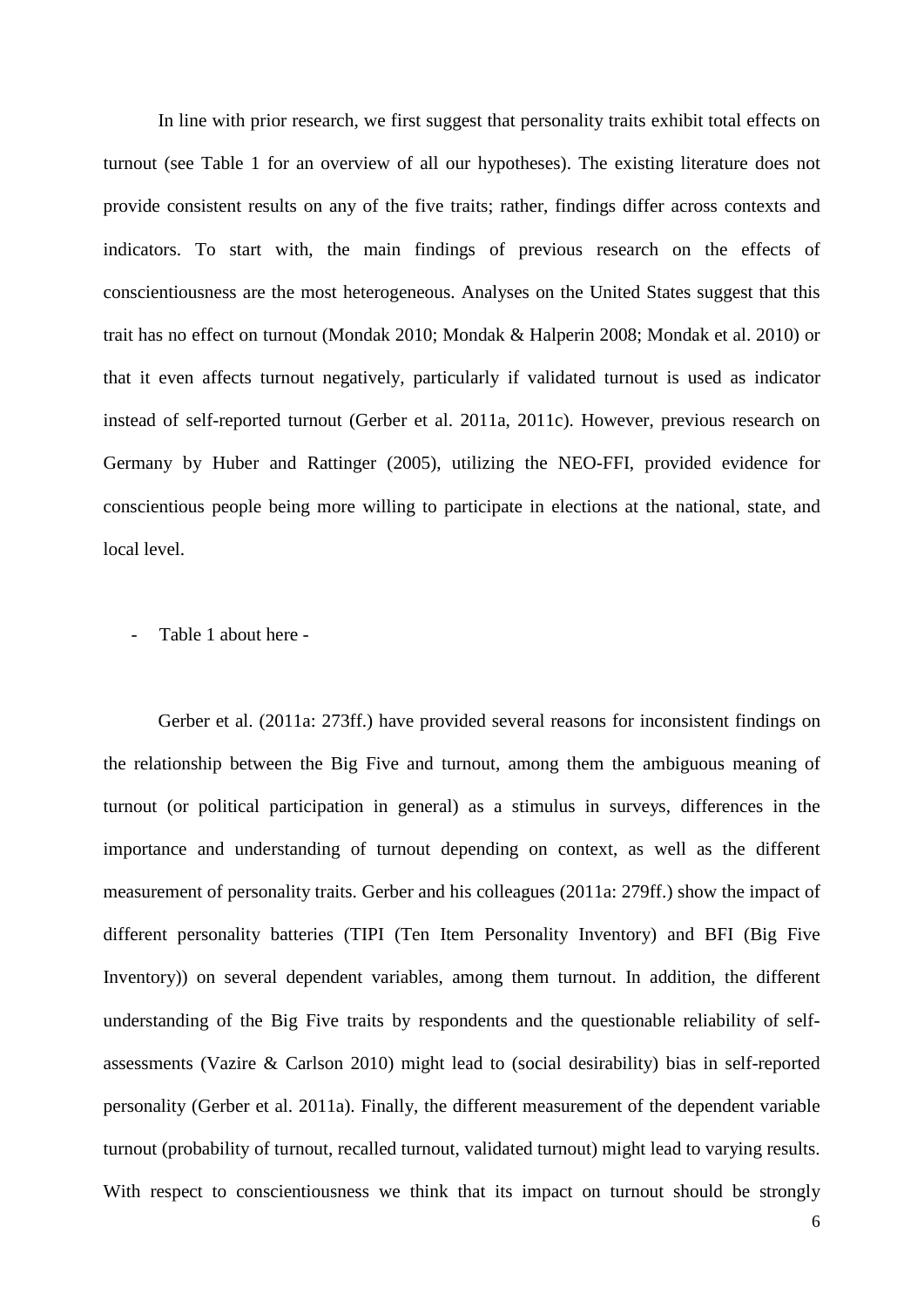In line with prior research, we first suggest that personality traits exhibit total effects on turnout (see Table 1 for an overview of all our hypotheses). The existing literature does not provide consistent results on any of the five traits; rather, findings differ across contexts and indicators. To start with, the main findings of previous research on the effects of conscientiousness are the most heterogeneous. Analyses on the United States suggest that this trait has no effect on turnout (Mondak 2010; Mondak & Halperin 2008; Mondak et al. 2010) or that it even affects turnout negatively, particularly if validated turnout is used as indicator instead of self-reported turnout (Gerber et al. 2011a, 2011c). However, previous research on Germany by Huber and Rattinger (2005), utilizing the NEO-FFI, provided evidence for conscientious people being more willing to participate in elections at the national, state, and local level.

- Table 1 about here -

Gerber et al. (2011a: 273ff.) have provided several reasons for inconsistent findings on the relationship between the Big Five and turnout, among them the ambiguous meaning of turnout (or political participation in general) as a stimulus in surveys, differences in the importance and understanding of turnout depending on context, as well as the different measurement of personality traits. Gerber and his colleagues (2011a: 279ff.) show the impact of different personality batteries (TIPI (Ten Item Personality Inventory) and BFI (Big Five Inventory)) on several dependent variables, among them turnout. In addition, the different understanding of the Big Five traits by respondents and the questionable reliability of self-assessments (Vazire & Carlson 2010) might lead to (social desirability) bias in self-reported personality (Gerber et al. 2011a). Finally, the different measurement of the dependent variable turnout (probability of turnout, recalled turnout, validated turnout) might lead to varying results. With respect to conscientiousness we think that its impact on turnout should be strongly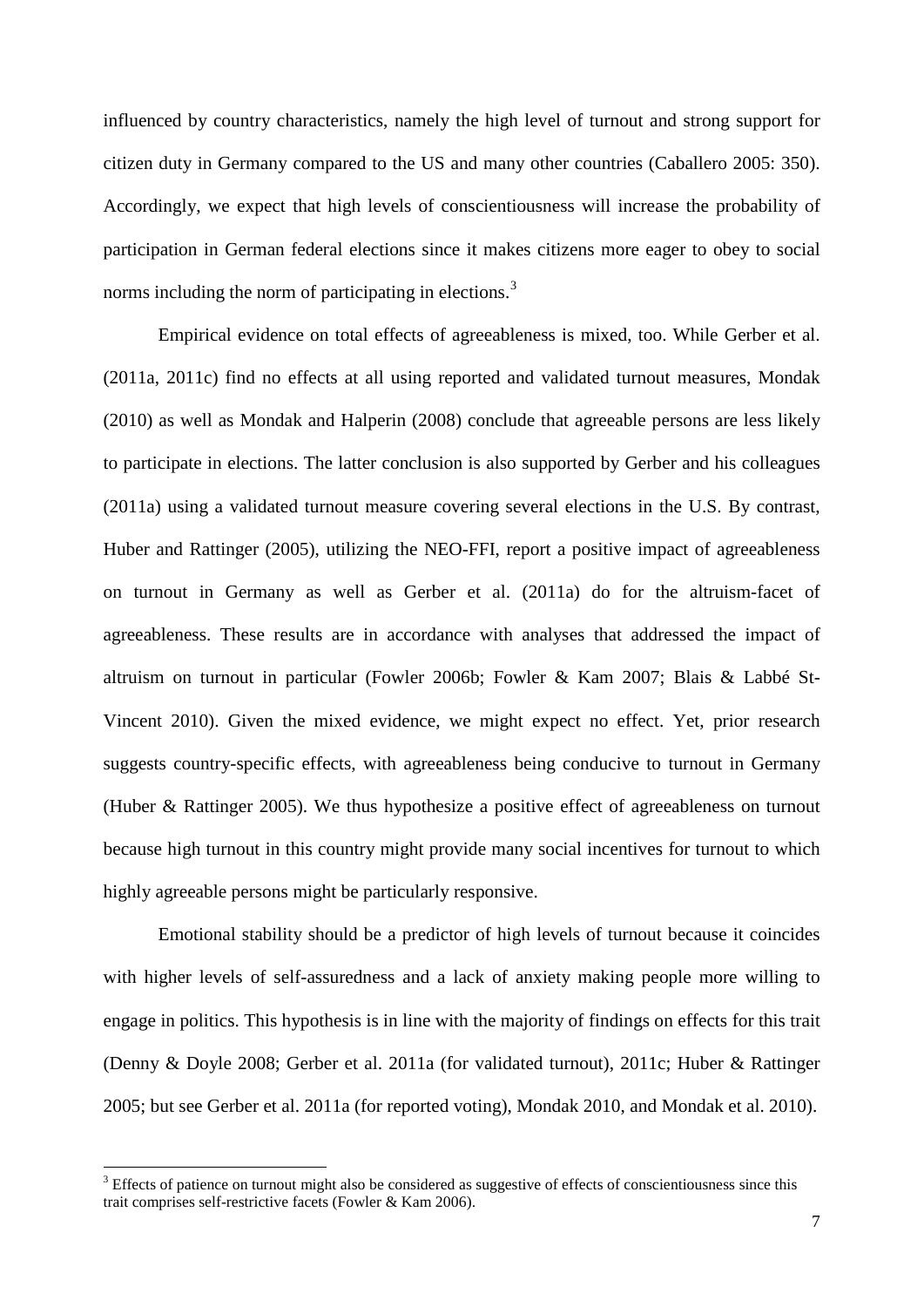influenced by country characteristics, namely the high level of turnout and strong support for citizen duty in Germany compared to the US and many other countries (Caballero 2005: 350). Accordingly, we expect that high levels of conscientiousness will increase the probability of participation in German federal elections since it makes citizens more eager to obey to social norms including the norm of participating in elections.[3]

Empirical evidence on total effects of agreeableness is mixed, too. While Gerber et al. (2011a, 2011c) find no effects at all using reported and validated turnout measures, Mondak (2010) as well as Mondak and Halperin (2008) conclude that agreeable persons are less likely to participate in elections. The latter conclusion is also supported by Gerber and his colleagues (2011a) using a validated turnout measure covering several elections in the U.S. By contrast, Huber and Rattinger (2005), utilizing the NEO-FFI, report a positive impact of agreeableness on turnout in Germany as well as Gerber et al. (2011a) do for the altruism-facet of agreeableness. These results are in accordance with analyses that addressed the impact of altruism on turnout in particular (Fowler 2006b; Fowler & Kam 2007; Blais & Labbé St-Vincent 2010). Given the mixed evidence, we might expect no effect. Yet, prior research suggests country-specific effects, with agreeableness being conducive to turnout in Germany (Huber & Rattinger 2005). We thus hypothesize a positive effect of agreeableness on turnout because high turnout in this country might provide many social incentives for turnout to which highly agreeable persons might be particularly responsive.

Emotional stability should be a predictor of high levels of turnout because it coincides with higher levels of self-assuredness and a lack of anxiety making people more willing to engage in politics. This hypothesis is in line with the majority of findings on effects for this trait (Denny & Doyle 2008; Gerber et al. 2011a (for validated turnout), 2011c; Huber & Rattinger 2005; but see Gerber et al. 2011a (for reported voting), Mondak 2010, and Mondak et al. 2010).

[3] Effects of patience on turnout might also be considered as suggestive of effects of conscientiousness since this trait comprises self-restrictive facets (Fowler & Kam 2006).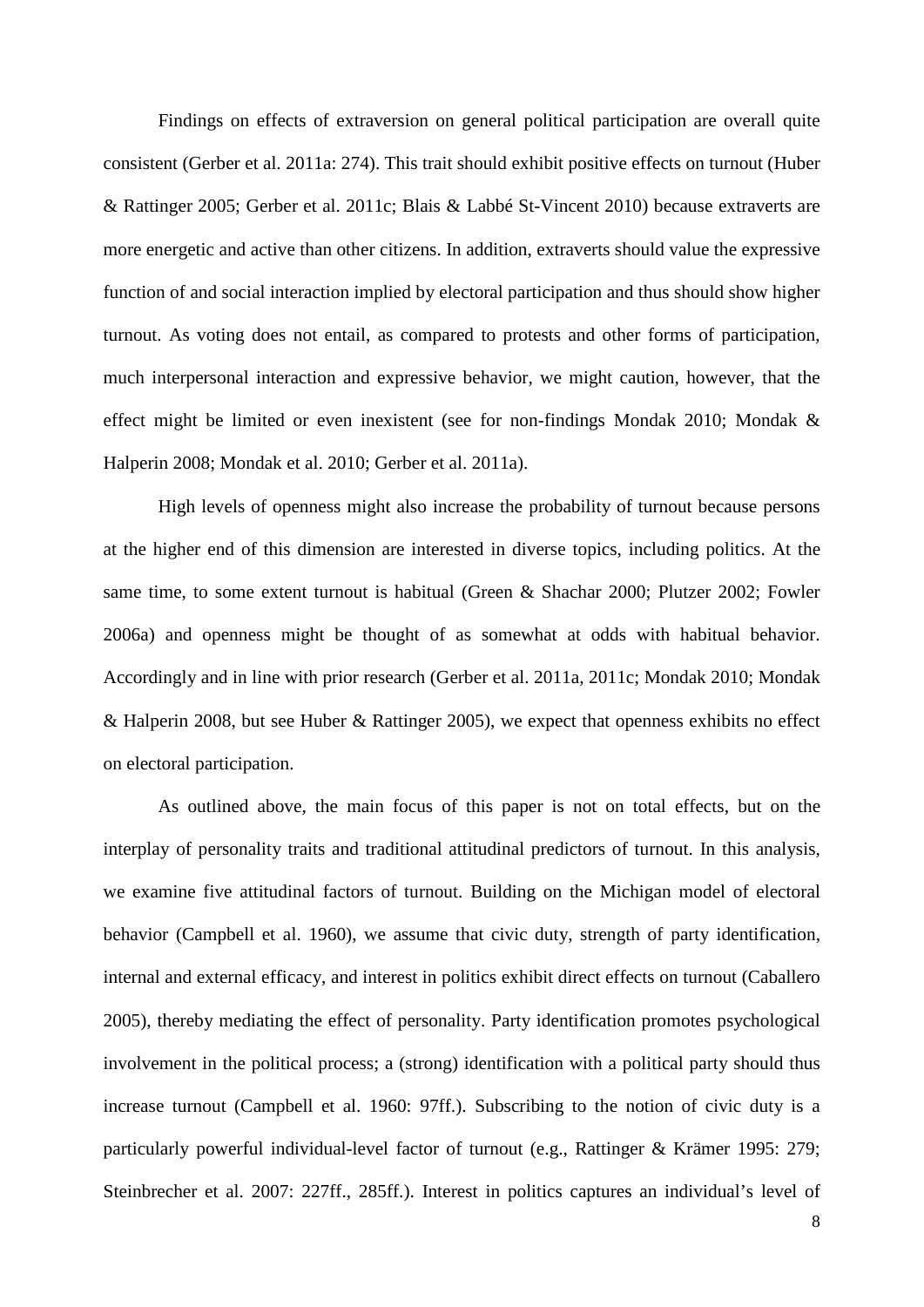Findings on effects of extraversion on general political participation are overall quite consistent (Gerber et al. 2011a: 274). This trait should exhibit positive effects on turnout (Huber & Rattinger 2005; Gerber et al. 2011c; Blais & Labbé St-Vincent 2010) because extraverts are more energetic and active than other citizens. In addition, extraverts should value the expressive function of and social interaction implied by electoral participation and thus should show higher turnout. As voting does not entail, as compared to protests and other forms of participation, much interpersonal interaction and expressive behavior, we might caution, however, that the effect might be limited or even inexistent (see for non-findings Mondak 2010; Mondak & Halperin 2008; Mondak et al. 2010; Gerber et al. 2011a).

High levels of openness might also increase the probability of turnout because persons at the higher end of this dimension are interested in diverse topics, including politics. At the same time, to some extent turnout is habitual (Green & Shachar 2000; Plutzer 2002; Fowler 2006a) and openness might be thought of as somewhat at odds with habitual behavior. Accordingly and in line with prior research (Gerber et al. 2011a, 2011c; Mondak 2010; Mondak & Halperin 2008, but see Huber & Rattinger 2005), we expect that openness exhibits no effect on electoral participation.

As outlined above, the main focus of this paper is not on total effects, but on the interplay of personality traits and traditional attitudinal predictors of turnout. In this analysis, we examine five attitudinal factors of turnout. Building on the Michigan model of electoral behavior (Campbell et al. 1960), we assume that civic duty, strength of party identification, internal and external efficacy, and interest in politics exhibit direct effects on turnout (Caballero 2005), thereby mediating the effect of personality. Party identification promotes psychological involvement in the political process; a (strong) identification with a political party should thus increase turnout (Campbell et al. 1960: 97ff.). Subscribing to the notion of civic duty is a particularly powerful individual-level factor of turnout (e.g., Rattinger & Krämer 1995: 279; Steinbrecher et al. 2007: 227ff., 285ff.). Interest in politics captures an individual's level of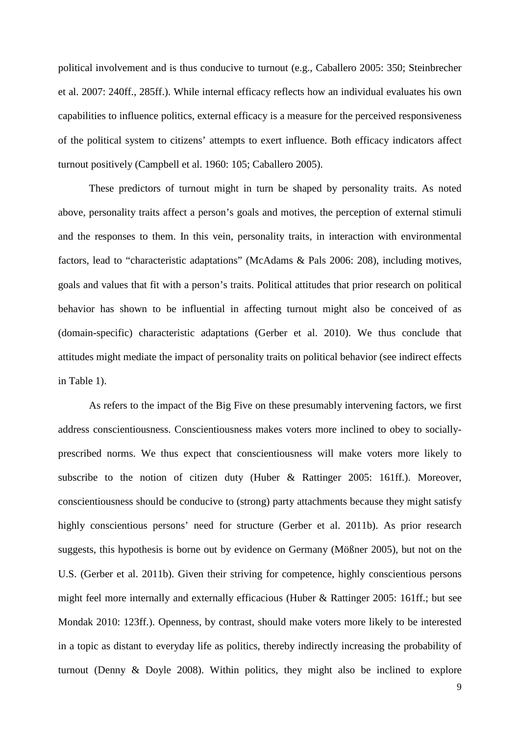political involvement and is thus conducive to turnout (e.g., Caballero 2005: 350; Steinbrecher et al. 2007: 240ff., 285ff.). While internal efficacy reflects how an individual evaluates his own capabilities to influence politics, external efficacy is a measure for the perceived responsiveness of the political system to citizens' attempts to exert influence. Both efficacy indicators affect turnout positively (Campbell et al. 1960: 105; Caballero 2005).

These predictors of turnout might in turn be shaped by personality traits. As noted above, personality traits affect a person's goals and motives, the perception of external stimuli and the responses to them. In this vein, personality traits, in interaction with environmental factors, lead to "characteristic adaptations" (McAdams & Pals 2006: 208), including motives, goals and values that fit with a person's traits. Political attitudes that prior research on political behavior has shown to be influential in affecting turnout might also be conceived of as (domain-specific) characteristic adaptations (Gerber et al. 2010). We thus conclude that attitudes might mediate the impact of personality traits on political behavior (see indirect effects in Table 1).

As refers to the impact of the Big Five on these presumably intervening factors, we first address conscientiousness. Conscientiousness makes voters more inclined to obey to socially-prescribed norms. We thus expect that conscientiousness will make voters more likely to subscribe to the notion of citizen duty (Huber & Rattinger 2005: 161ff.). Moreover, conscientiousness should be conducive to (strong) party attachments because they might satisfy highly conscientious persons' need for structure (Gerber et al. 2011b). As prior research suggests, this hypothesis is borne out by evidence on Germany (Mößner 2005), but not on the U.S. (Gerber et al. 2011b). Given their striving for competence, highly conscientious persons might feel more internally and externally efficacious (Huber & Rattinger 2005: 161ff.; but see Mondak 2010: 123ff.). Openness, by contrast, should make voters more likely to be interested in a topic as distant to everyday life as politics, thereby indirectly increasing the probability of turnout (Denny & Doyle 2008). Within politics, they might also be inclined to explore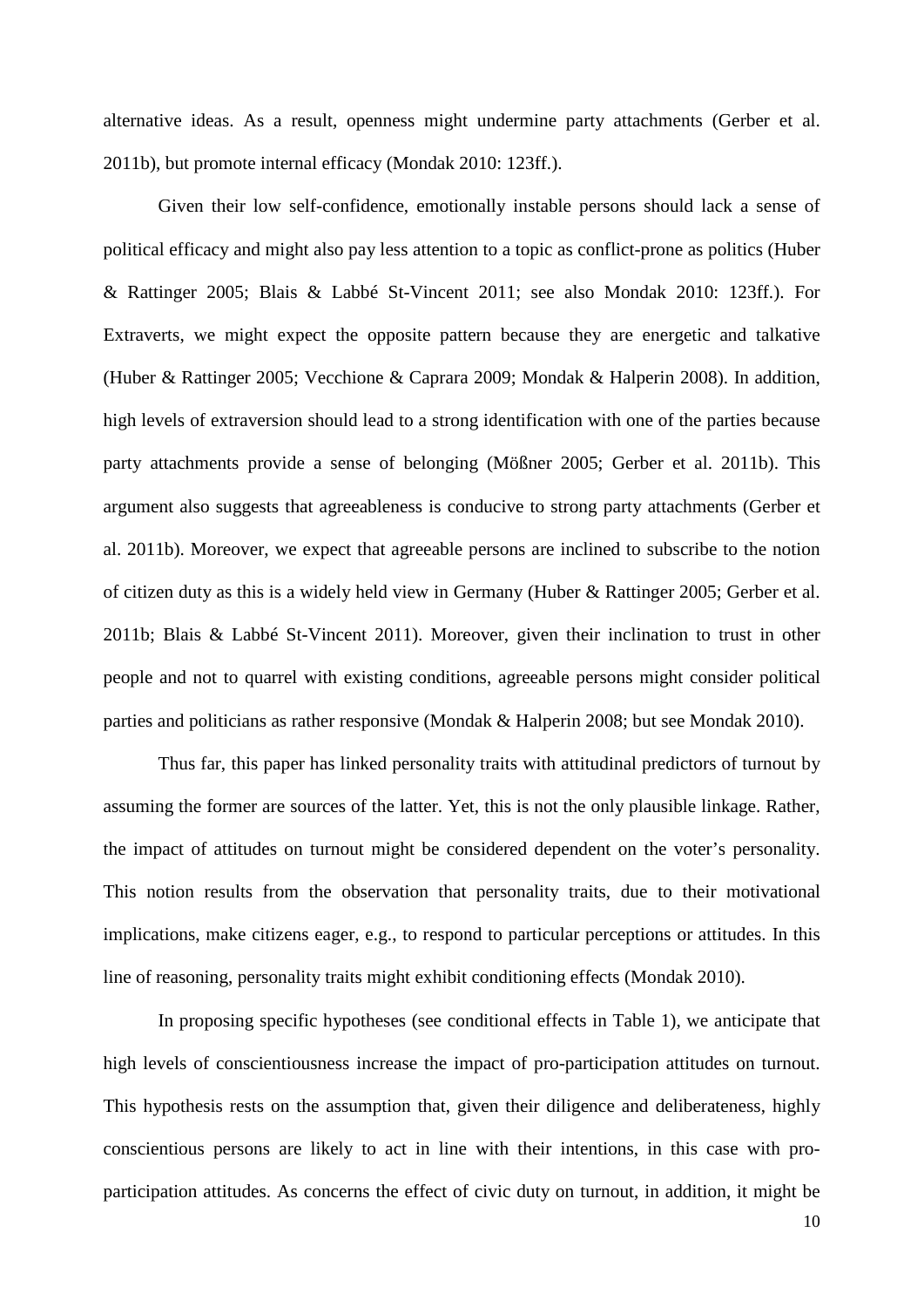alternative ideas. As a result, openness might undermine party attachments (Gerber et al. 2011b), but promote internal efficacy (Mondak 2010: 123ff.).

Given their low self-confidence, emotionally instable persons should lack a sense of political efficacy and might also pay less attention to a topic as conflict-prone as politics (Huber & Rattinger 2005; Blais & Labbé St-Vincent 2011; see also Mondak 2010: 123ff.). For Extraverts, we might expect the opposite pattern because they are energetic and talkative (Huber & Rattinger 2005; Vecchione & Caprara 2009; Mondak & Halperin 2008). In addition, high levels of extraversion should lead to a strong identification with one of the parties because party attachments provide a sense of belonging (Mößner 2005; Gerber et al. 2011b). This argument also suggests that agreeableness is conducive to strong party attachments (Gerber et al. 2011b). Moreover, we expect that agreeable persons are inclined to subscribe to the notion of citizen duty as this is a widely held view in Germany (Huber & Rattinger 2005; Gerber et al. 2011b; Blais & Labbé St-Vincent 2011). Moreover, given their inclination to trust in other people and not to quarrel with existing conditions, agreeable persons might consider political parties and politicians as rather responsive (Mondak & Halperin 2008; but see Mondak 2010).

Thus far, this paper has linked personality traits with attitudinal predictors of turnout by assuming the former are sources of the latter. Yet, this is not the only plausible linkage. Rather, the impact of attitudes on turnout might be considered dependent on the voter's personality. This notion results from the observation that personality traits, due to their motivational implications, make citizens eager, e.g., to respond to particular perceptions or attitudes. In this line of reasoning, personality traits might exhibit conditioning effects (Mondak 2010).

In proposing specific hypotheses (see conditional effects in Table 1), we anticipate that high levels of conscientiousness increase the impact of pro-participation attitudes on turnout. This hypothesis rests on the assumption that, given their diligence and deliberateness, highly conscientious persons are likely to act in line with their intentions, in this case with pro-participation attitudes. As concerns the effect of civic duty on turnout, in addition, it might be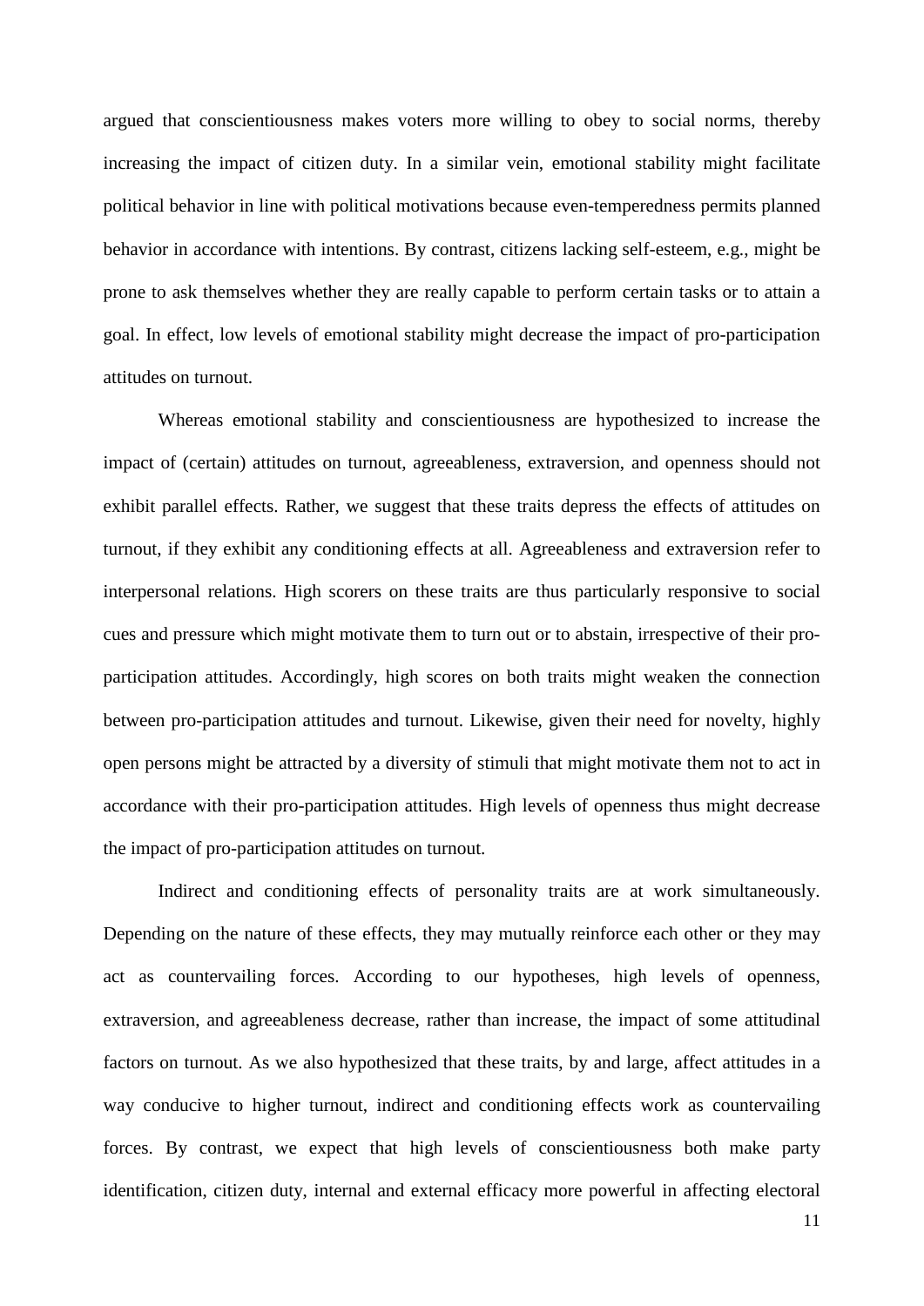argued that conscientiousness makes voters more willing to obey to social norms, thereby increasing the impact of citizen duty. In a similar vein, emotional stability might facilitate political behavior in line with political motivations because even-temperedness permits planned behavior in accordance with intentions. By contrast, citizens lacking self-esteem, e.g., might be prone to ask themselves whether they are really capable to perform certain tasks or to attain a goal. In effect, low levels of emotional stability might decrease the impact of pro-participation attitudes on turnout.

Whereas emotional stability and conscientiousness are hypothesized to increase the impact of (certain) attitudes on turnout, agreeableness, extraversion, and openness should not exhibit parallel effects. Rather, we suggest that these traits depress the effects of attitudes on turnout, if they exhibit any conditioning effects at all. Agreeableness and extraversion refer to interpersonal relations. High scorers on these traits are thus particularly responsive to social cues and pressure which might motivate them to turn out or to abstain, irrespective of their pro-participation attitudes. Accordingly, high scores on both traits might weaken the connection between pro-participation attitudes and turnout. Likewise, given their need for novelty, highly open persons might be attracted by a diversity of stimuli that might motivate them not to act in accordance with their pro-participation attitudes. High levels of openness thus might decrease the impact of pro-participation attitudes on turnout.

Indirect and conditioning effects of personality traits are at work simultaneously. Depending on the nature of these effects, they may mutually reinforce each other or they may act as countervailing forces. According to our hypotheses, high levels of openness, extraversion, and agreeableness decrease, rather than increase, the impact of some attitudinal factors on turnout. As we also hypothesized that these traits, by and large, affect attitudes in a way conducive to higher turnout, indirect and conditioning effects work as countervailing forces. By contrast, we expect that high levels of conscientiousness both make party identification, citizen duty, internal and external efficacy more powerful in affecting electoral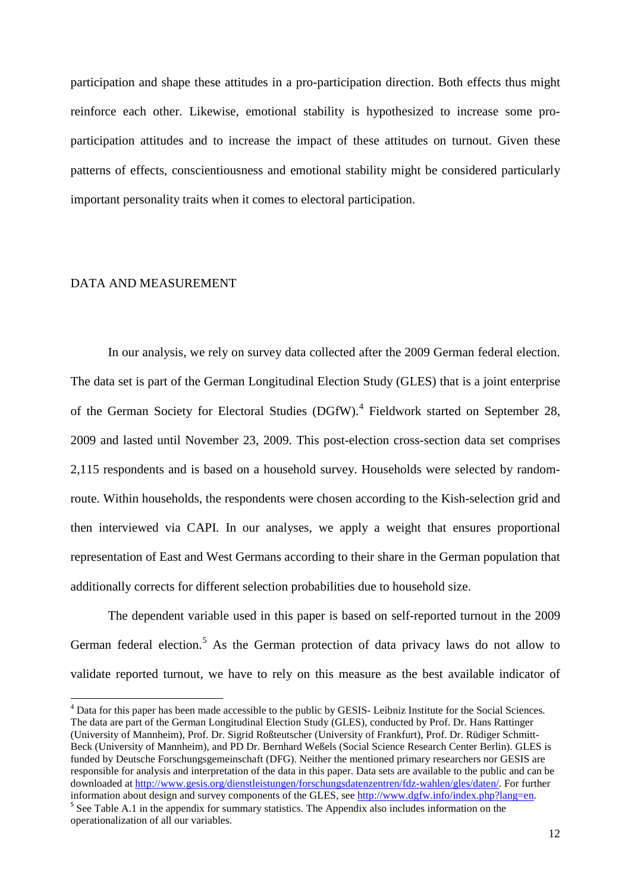participation and shape these attitudes in a pro-participation direction. Both effects thus might reinforce each other. Likewise, emotional stability is hypothesized to increase some pro-participation attitudes and to increase the impact of these attitudes on turnout. Given these patterns of effects, conscientiousness and emotional stability might be considered particularly important personality traits when it comes to electoral participation.

## DATA AND MEASUREMENT

In our analysis, we rely on survey data collected after the 2009 German federal election. The data set is part of the German Longitudinal Election Study (GLES) that is a joint enterprise of the German Society for Electoral Studies (DGfW).[4] Fieldwork started on September 28, 2009 and lasted until November 23, 2009. This post-election cross-section data set comprises 2,115 respondents and is based on a household survey. Households were selected by random-route. Within households, the respondents were chosen according to the Kish-selection grid and then interviewed via CAPI. In our analyses, we apply a weight that ensures proportional representation of East and West Germans according to their share in the German population that additionally corrects for different selection probabilities due to household size.

The dependent variable used in this paper is based on self-reported turnout in the 2009 German federal election.[5] As the German protection of data privacy laws do not allow to validate reported turnout, we have to rely on this measure as the best available indicator of

---

[4] Data for this paper has been made accessible to the public by GESIS- Leibniz Institute for the Social Sciences. The data are part of the German Longitudinal Election Study (GLES), conducted by Prof. Dr. Hans Rattinger (University of Mannheim), Prof. Dr. Sigrid Roßteutscher (University of Frankfurt), Prof. Dr. Rüdiger Schmitt-Beck (University of Mannheim), and PD Dr. Bernhard Weßels (Social Science Research Center Berlin). GLES is funded by Deutsche Forschungsgemeinschaft (DFG). Neither the mentioned primary researchers nor GESIS are responsible for analysis and interpretation of the data in this paper. Data sets are available to the public and can be downloaded at http://www.gesis.org/dienstleistungen/forschungsdatenzentren/fdz-wahlen/gles/daten/. For further information about design and survey components of the GLES, see http://www.dgfw.info/index.php?lang=en.

[5] See Table A.1 in the appendix for summary statistics. The Appendix also includes information on the operationalization of all our variables.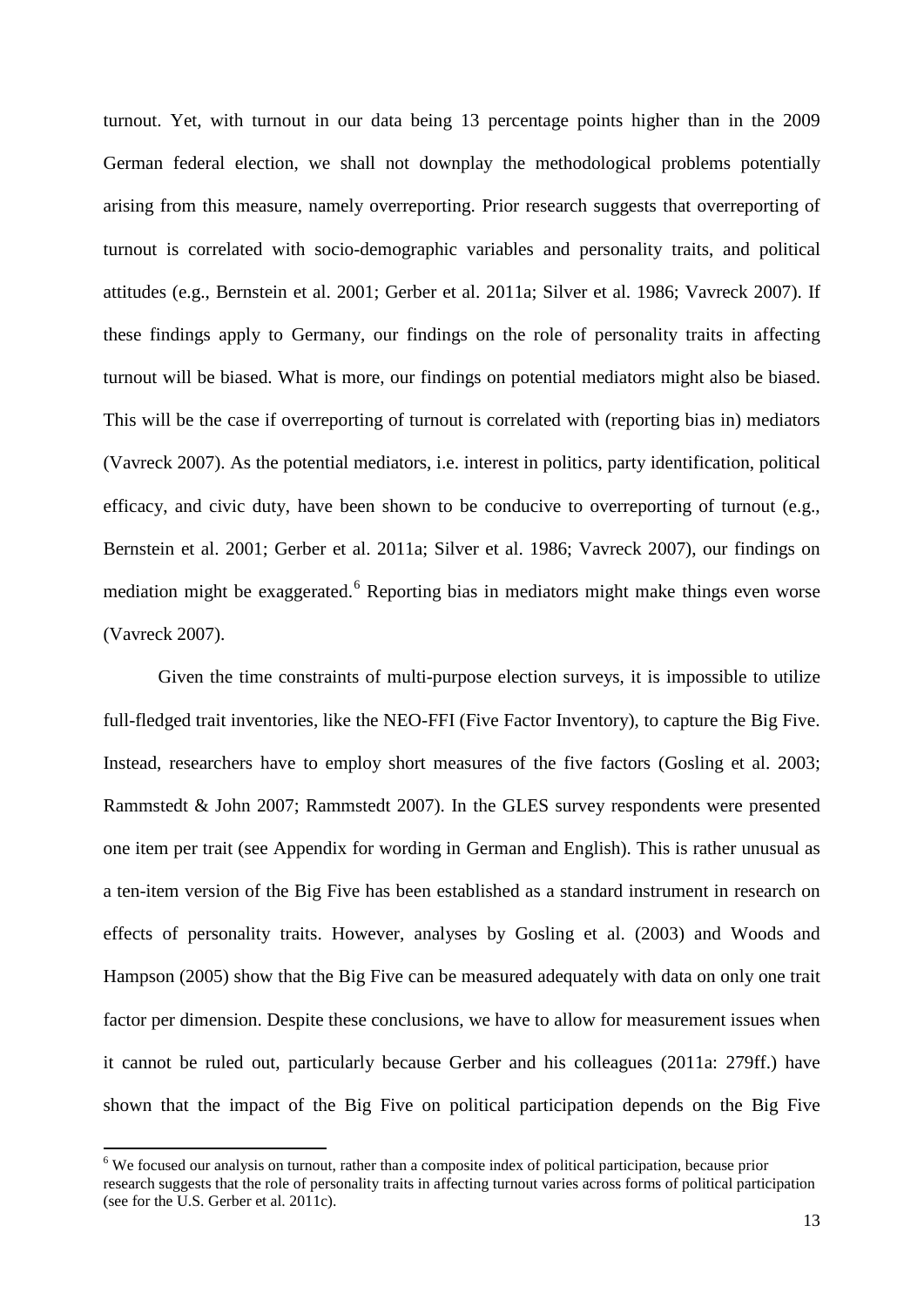turnout. Yet, with turnout in our data being 13 percentage points higher than in the 2009 German federal election, we shall not downplay the methodological problems potentially arising from this measure, namely overreporting. Prior research suggests that overreporting of turnout is correlated with socio-demographic variables and personality traits, and political attitudes (e.g., Bernstein et al. 2001; Gerber et al. 2011a; Silver et al. 1986; Vavreck 2007). If these findings apply to Germany, our findings on the role of personality traits in affecting turnout will be biased. What is more, our findings on potential mediators might also be biased. This will be the case if overreporting of turnout is correlated with (reporting bias in) mediators (Vavreck 2007). As the potential mediators, i.e. interest in politics, party identification, political efficacy, and civic duty, have been shown to be conducive to overreporting of turnout (e.g., Bernstein et al. 2001; Gerber et al. 2011a; Silver et al. 1986; Vavreck 2007), our findings on mediation might be exaggerated.[6] Reporting bias in mediators might make things even worse (Vavreck 2007).

Given the time constraints of multi-purpose election surveys, it is impossible to utilize full-fledged trait inventories, like the NEO-FFI (Five Factor Inventory), to capture the Big Five. Instead, researchers have to employ short measures of the five factors (Gosling et al. 2003; Rammstedt & John 2007; Rammstedt 2007). In the GLES survey respondents were presented one item per trait (see Appendix for wording in German and English). This is rather unusual as a ten-item version of the Big Five has been established as a standard instrument in research on effects of personality traits. However, analyses by Gosling et al. (2003) and Woods and Hampson (2005) show that the Big Five can be measured adequately with data on only one trait factor per dimension. Despite these conclusions, we have to allow for measurement issues when it cannot be ruled out, particularly because Gerber and his colleagues (2011a: 279ff.) have shown that the impact of the Big Five on political participation depends on the Big Five

[6] We focused our analysis on turnout, rather than a composite index of political participation, because prior research suggests that the role of personality traits in affecting turnout varies across forms of political participation (see for the U.S. Gerber et al. 2011c).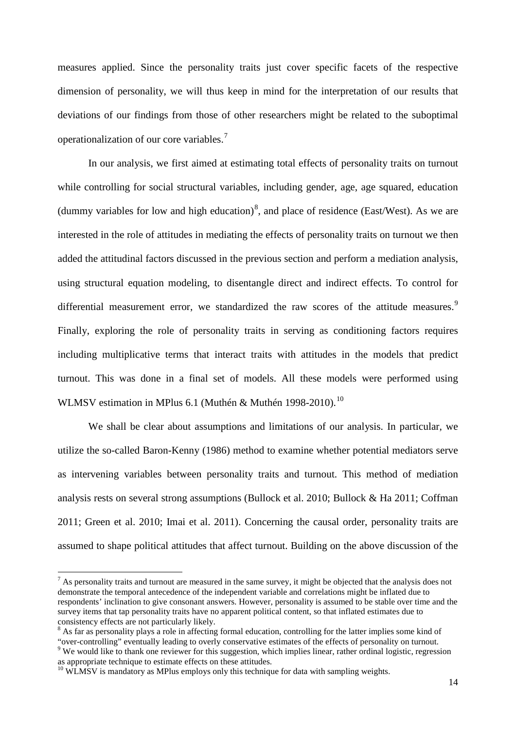measures applied. Since the personality traits just cover specific facets of the respective dimension of personality, we will thus keep in mind for the interpretation of our results that deviations of our findings from those of other researchers might be related to the suboptimal operationalization of our core variables.[7]

In our analysis, we first aimed at estimating total effects of personality traits on turnout while controlling for social structural variables, including gender, age, age squared, education (dummy variables for low and high education)[8], and place of residence (East/West). As we are interested in the role of attitudes in mediating the effects of personality traits on turnout we then added the attitudinal factors discussed in the previous section and perform a mediation analysis, using structural equation modeling, to disentangle direct and indirect effects. To control for differential measurement error, we standardized the raw scores of the attitude measures.[9] Finally, exploring the role of personality traits in serving as conditioning factors requires including multiplicative terms that interact traits with attitudes in the models that predict turnout. This was done in a final set of models. All these models were performed using WLMSV estimation in MPlus 6.1 (Muthén & Muthén 1998-2010).[10]

We shall be clear about assumptions and limitations of our analysis. In particular, we utilize the so-called Baron-Kenny (1986) method to examine whether potential mediators serve as intervening variables between personality traits and turnout. This method of mediation analysis rests on several strong assumptions (Bullock et al. 2010; Bullock & Ha 2011; Coffman 2011; Green et al. 2010; Imai et al. 2011). Concerning the causal order, personality traits are assumed to shape political attitudes that affect turnout. Building on the above discussion of the

---

[7] As personality traits and turnout are measured in the same survey, it might be objected that the analysis does not demonstrate the temporal antecedence of the independent variable and correlations might be inflated due to respondents' inclination to give consonant answers. However, personality is assumed to be stable over time and the survey items that tap personality traits have no apparent political content, so that inflated estimates due to consistency effects are not particularly likely.

[8] As far as personality plays a role in affecting formal education, controlling for the latter implies some kind of "over-controlling" eventually leading to overly conservative estimates of the effects of personality on turnout.

[9] We would like to thank one reviewer for this suggestion, which implies linear, rather ordinal logistic, regression as appropriate technique to estimate effects on these attitudes.

[10] WLMSV is mandatory as MPlus employs only this technique for data with sampling weights.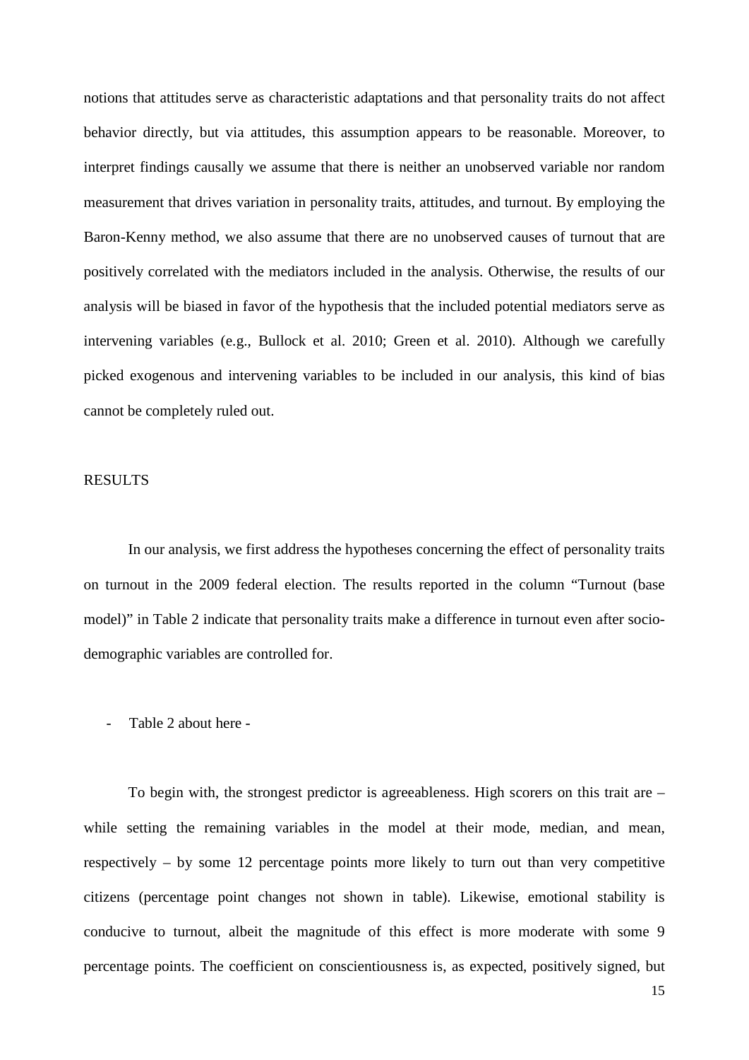notions that attitudes serve as characteristic adaptations and that personality traits do not affect behavior directly, but via attitudes, this assumption appears to be reasonable. Moreover, to interpret findings causally we assume that there is neither an unobserved variable nor random measurement that drives variation in personality traits, attitudes, and turnout. By employing the Baron-Kenny method, we also assume that there are no unobserved causes of turnout that are positively correlated with the mediators included in the analysis. Otherwise, the results of our analysis will be biased in favor of the hypothesis that the included potential mediators serve as intervening variables (e.g., Bullock et al. 2010; Green et al. 2010). Although we carefully picked exogenous and intervening variables to be included in our analysis, this kind of bias cannot be completely ruled out.

## RESULTS

In our analysis, we first address the hypotheses concerning the effect of personality traits on turnout in the 2009 federal election. The results reported in the column "Turnout (base model)" in Table 2 indicate that personality traits make a difference in turnout even after socio-demographic variables are controlled for.

- Table 2 about here -

To begin with, the strongest predictor is agreeableness. High scorers on this trait are – while setting the remaining variables in the model at their mode, median, and mean, respectively – by some 12 percentage points more likely to turn out than very competitive citizens (percentage point changes not shown in table). Likewise, emotional stability is conducive to turnout, albeit the magnitude of this effect is more moderate with some 9 percentage points. The coefficient on conscientiousness is, as expected, positively signed, but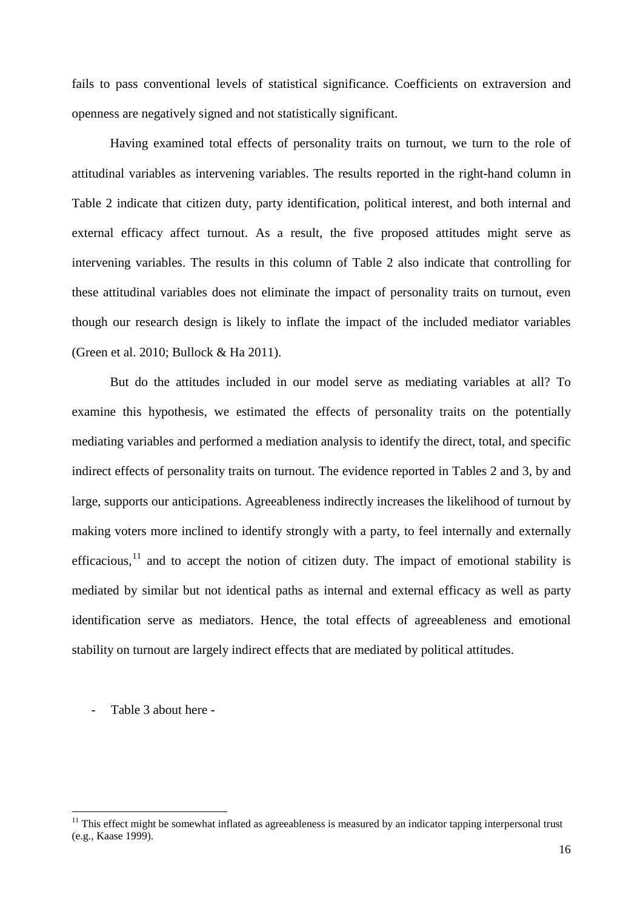fails to pass conventional levels of statistical significance. Coefficients on extraversion and openness are negatively signed and not statistically significant.

Having examined total effects of personality traits on turnout, we turn to the role of attitudinal variables as intervening variables. The results reported in the right-hand column in Table 2 indicate that citizen duty, party identification, political interest, and both internal and external efficacy affect turnout. As a result, the five proposed attitudes might serve as intervening variables. The results in this column of Table 2 also indicate that controlling for these attitudinal variables does not eliminate the impact of personality traits on turnout, even though our research design is likely to inflate the impact of the included mediator variables (Green et al. 2010; Bullock & Ha 2011).

But do the attitudes included in our model serve as mediating variables at all? To examine this hypothesis, we estimated the effects of personality traits on the potentially mediating variables and performed a mediation analysis to identify the direct, total, and specific indirect effects of personality traits on turnout. The evidence reported in Tables 2 and 3, by and large, supports our anticipations. Agreeableness indirectly increases the likelihood of turnout by making voters more inclined to identify strongly with a party, to feel internally and externally efficacious,[11] and to accept the notion of citizen duty. The impact of emotional stability is mediated by similar but not identical paths as internal and external efficacy as well as party identification serve as mediators. Hence, the total effects of agreeableness and emotional stability on turnout are largely indirect effects that are mediated by political attitudes.

- Table 3 about here -

[11] This effect might be somewhat inflated as agreeableness is measured by an indicator tapping interpersonal trust (e.g., Kaase 1999).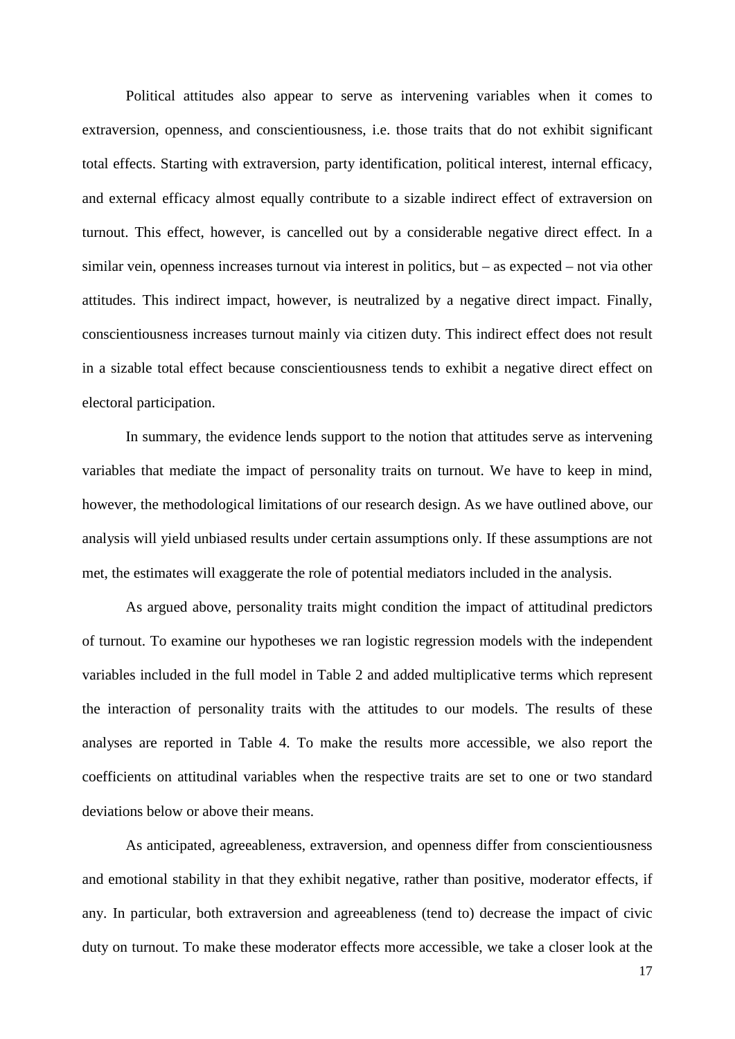Political attitudes also appear to serve as intervening variables when it comes to extraversion, openness, and conscientiousness, i.e. those traits that do not exhibit significant total effects. Starting with extraversion, party identification, political interest, internal efficacy, and external efficacy almost equally contribute to a sizable indirect effect of extraversion on turnout. This effect, however, is cancelled out by a considerable negative direct effect. In a similar vein, openness increases turnout via interest in politics, but – as expected – not via other attitudes. This indirect impact, however, is neutralized by a negative direct impact. Finally, conscientiousness increases turnout mainly via citizen duty. This indirect effect does not result in a sizable total effect because conscientiousness tends to exhibit a negative direct effect on electoral participation.

In summary, the evidence lends support to the notion that attitudes serve as intervening variables that mediate the impact of personality traits on turnout. We have to keep in mind, however, the methodological limitations of our research design. As we have outlined above, our analysis will yield unbiased results under certain assumptions only. If these assumptions are not met, the estimates will exaggerate the role of potential mediators included in the analysis.

As argued above, personality traits might condition the impact of attitudinal predictors of turnout. To examine our hypotheses we ran logistic regression models with the independent variables included in the full model in Table 2 and added multiplicative terms which represent the interaction of personality traits with the attitudes to our models. The results of these analyses are reported in Table 4. To make the results more accessible, we also report the coefficients on attitudinal variables when the respective traits are set to one or two standard deviations below or above their means.

As anticipated, agreeableness, extraversion, and openness differ from conscientiousness and emotional stability in that they exhibit negative, rather than positive, moderator effects, if any. In particular, both extraversion and agreeableness (tend to) decrease the impact of civic duty on turnout. To make these moderator effects more accessible, we take a closer look at the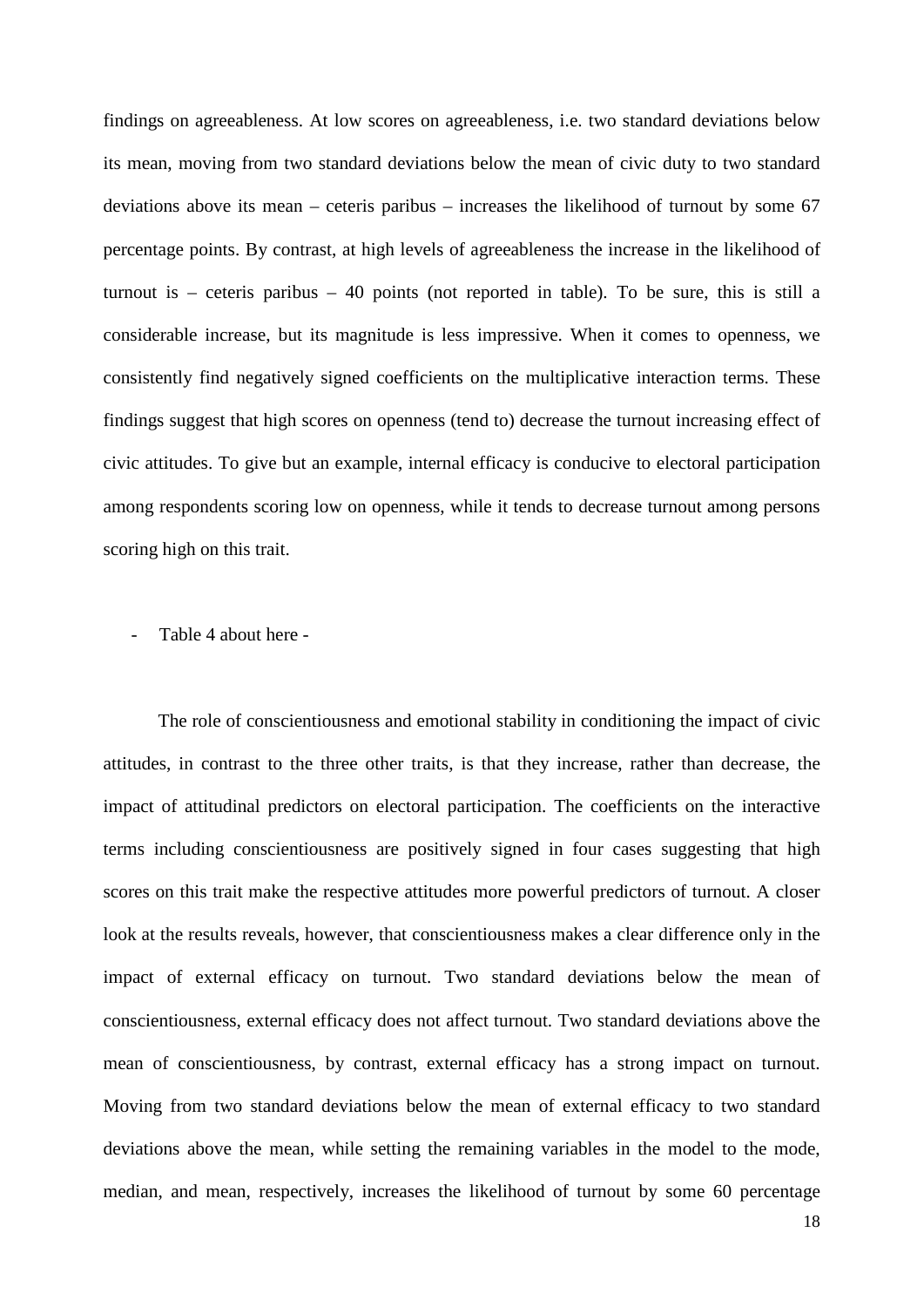findings on agreeableness. At low scores on agreeableness, i.e. two standard deviations below its mean, moving from two standard deviations below the mean of civic duty to two standard deviations above its mean – ceteris paribus – increases the likelihood of turnout by some 67 percentage points. By contrast, at high levels of agreeableness the increase in the likelihood of turnout is – ceteris paribus – 40 points (not reported in table). To be sure, this is still a considerable increase, but its magnitude is less impressive. When it comes to openness, we consistently find negatively signed coefficients on the multiplicative interaction terms. These findings suggest that high scores on openness (tend to) decrease the turnout increasing effect of civic attitudes. To give but an example, internal efficacy is conducive to electoral participation among respondents scoring low on openness, while it tends to decrease turnout among persons scoring high on this trait.

- Table 4 about here -

The role of conscientiousness and emotional stability in conditioning the impact of civic attitudes, in contrast to the three other traits, is that they increase, rather than decrease, the impact of attitudinal predictors on electoral participation. The coefficients on the interactive terms including conscientiousness are positively signed in four cases suggesting that high scores on this trait make the respective attitudes more powerful predictors of turnout. A closer look at the results reveals, however, that conscientiousness makes a clear difference only in the impact of external efficacy on turnout. Two standard deviations below the mean of conscientiousness, external efficacy does not affect turnout. Two standard deviations above the mean of conscientiousness, by contrast, external efficacy has a strong impact on turnout. Moving from two standard deviations below the mean of external efficacy to two standard deviations above the mean, while setting the remaining variables in the model to the mode, median, and mean, respectively, increases the likelihood of turnout by some 60 percentage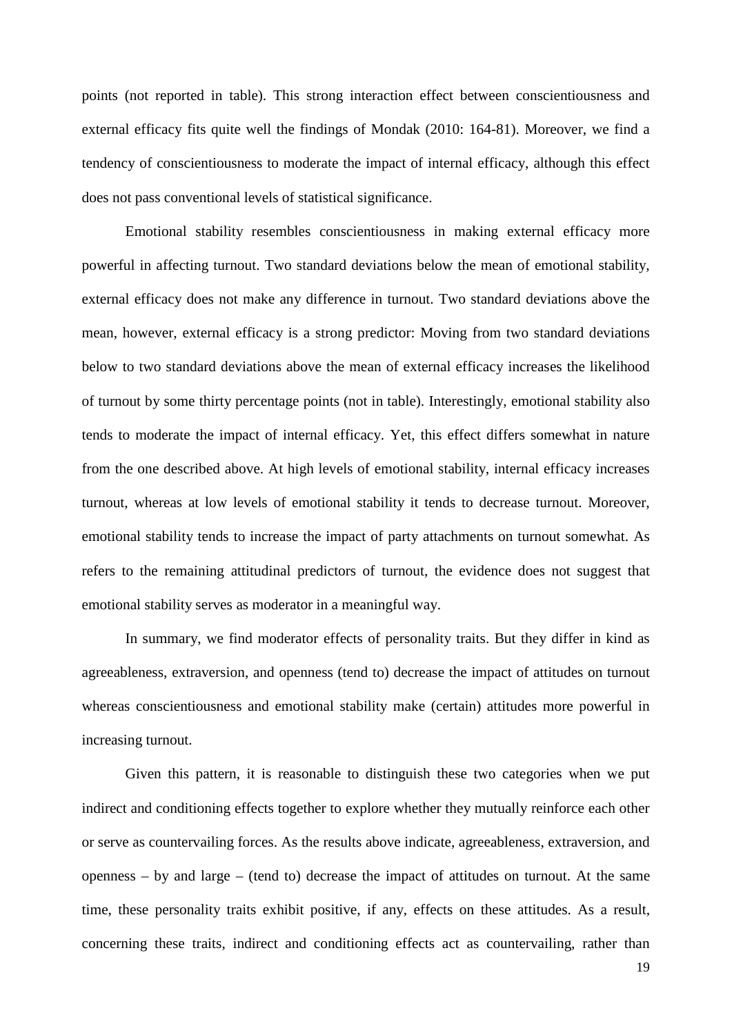points (not reported in table). This strong interaction effect between conscientiousness and external efficacy fits quite well the findings of Mondak (2010: 164-81). Moreover, we find a tendency of conscientiousness to moderate the impact of internal efficacy, although this effect does not pass conventional levels of statistical significance.

Emotional stability resembles conscientiousness in making external efficacy more powerful in affecting turnout. Two standard deviations below the mean of emotional stability, external efficacy does not make any difference in turnout. Two standard deviations above the mean, however, external efficacy is a strong predictor: Moving from two standard deviations below to two standard deviations above the mean of external efficacy increases the likelihood of turnout by some thirty percentage points (not in table). Interestingly, emotional stability also tends to moderate the impact of internal efficacy. Yet, this effect differs somewhat in nature from the one described above. At high levels of emotional stability, internal efficacy increases turnout, whereas at low levels of emotional stability it tends to decrease turnout. Moreover, emotional stability tends to increase the impact of party attachments on turnout somewhat. As refers to the remaining attitudinal predictors of turnout, the evidence does not suggest that emotional stability serves as moderator in a meaningful way.

In summary, we find moderator effects of personality traits. But they differ in kind as agreeableness, extraversion, and openness (tend to) decrease the impact of attitudes on turnout whereas conscientiousness and emotional stability make (certain) attitudes more powerful in increasing turnout.

Given this pattern, it is reasonable to distinguish these two categories when we put indirect and conditioning effects together to explore whether they mutually reinforce each other or serve as countervailing forces. As the results above indicate, agreeableness, extraversion, and openness – by and large – (tend to) decrease the impact of attitudes on turnout. At the same time, these personality traits exhibit positive, if any, effects on these attitudes. As a result, concerning these traits, indirect and conditioning effects act as countervailing, rather than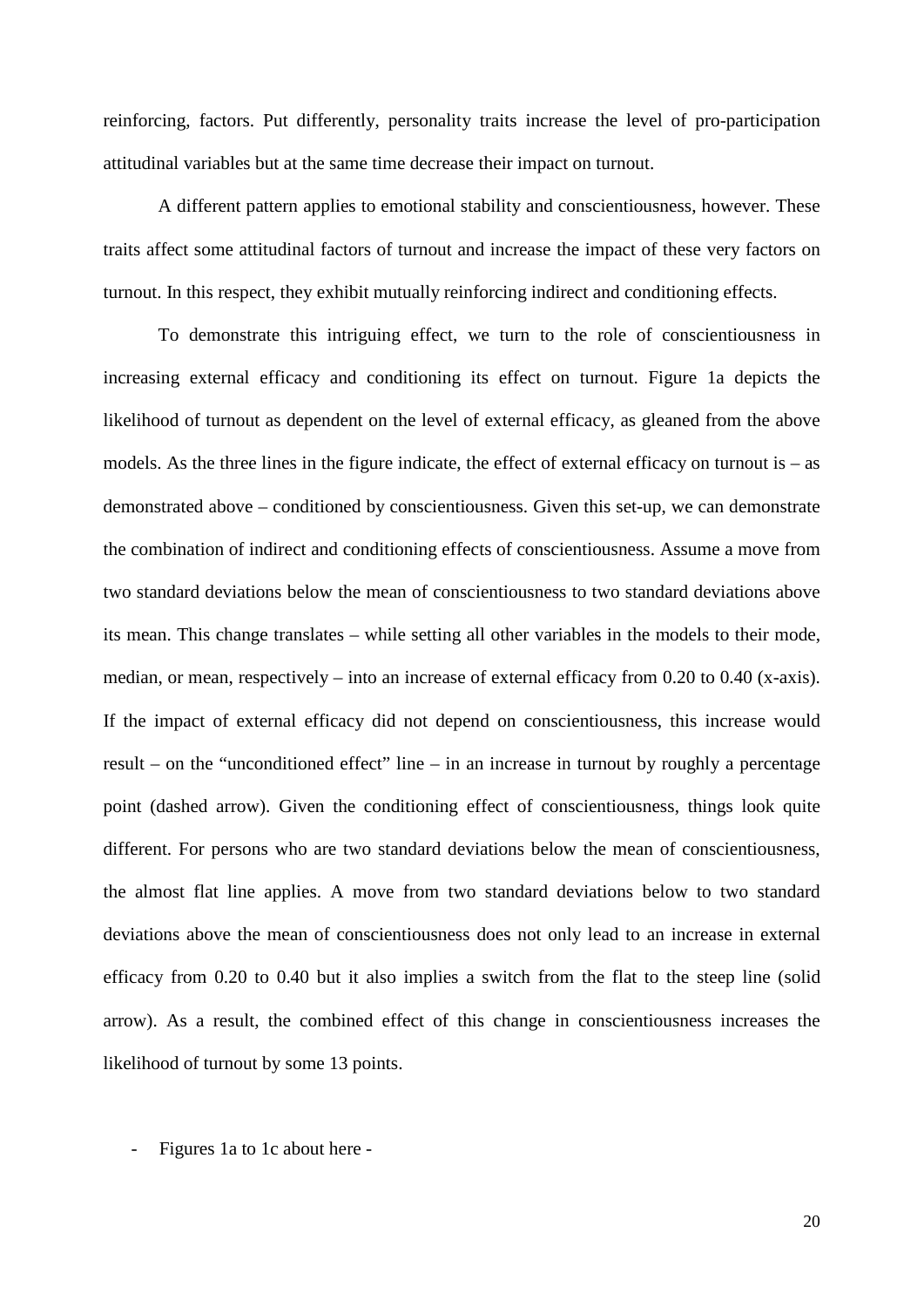reinforcing, factors. Put differently, personality traits increase the level of pro-participation attitudinal variables but at the same time decrease their impact on turnout.

A different pattern applies to emotional stability and conscientiousness, however. These traits affect some attitudinal factors of turnout and increase the impact of these very factors on turnout. In this respect, they exhibit mutually reinforcing indirect and conditioning effects.

To demonstrate this intriguing effect, we turn to the role of conscientiousness in increasing external efficacy and conditioning its effect on turnout. Figure 1a depicts the likelihood of turnout as dependent on the level of external efficacy, as gleaned from the above models. As the three lines in the figure indicate, the effect of external efficacy on turnout is – as demonstrated above – conditioned by conscientiousness. Given this set-up, we can demonstrate the combination of indirect and conditioning effects of conscientiousness. Assume a move from two standard deviations below the mean of conscientiousness to two standard deviations above its mean. This change translates – while setting all other variables in the models to their mode, median, or mean, respectively – into an increase of external efficacy from 0.20 to 0.40 (x-axis). If the impact of external efficacy did not depend on conscientiousness, this increase would result – on the "unconditioned effect" line – in an increase in turnout by roughly a percentage point (dashed arrow). Given the conditioning effect of conscientiousness, things look quite different. For persons who are two standard deviations below the mean of conscientiousness, the almost flat line applies. A move from two standard deviations below to two standard deviations above the mean of conscientiousness does not only lead to an increase in external efficacy from 0.20 to 0.40 but it also implies a switch from the flat to the steep line (solid arrow). As a result, the combined effect of this change in conscientiousness increases the likelihood of turnout by some 13 points.

- Figures 1a to 1c about here -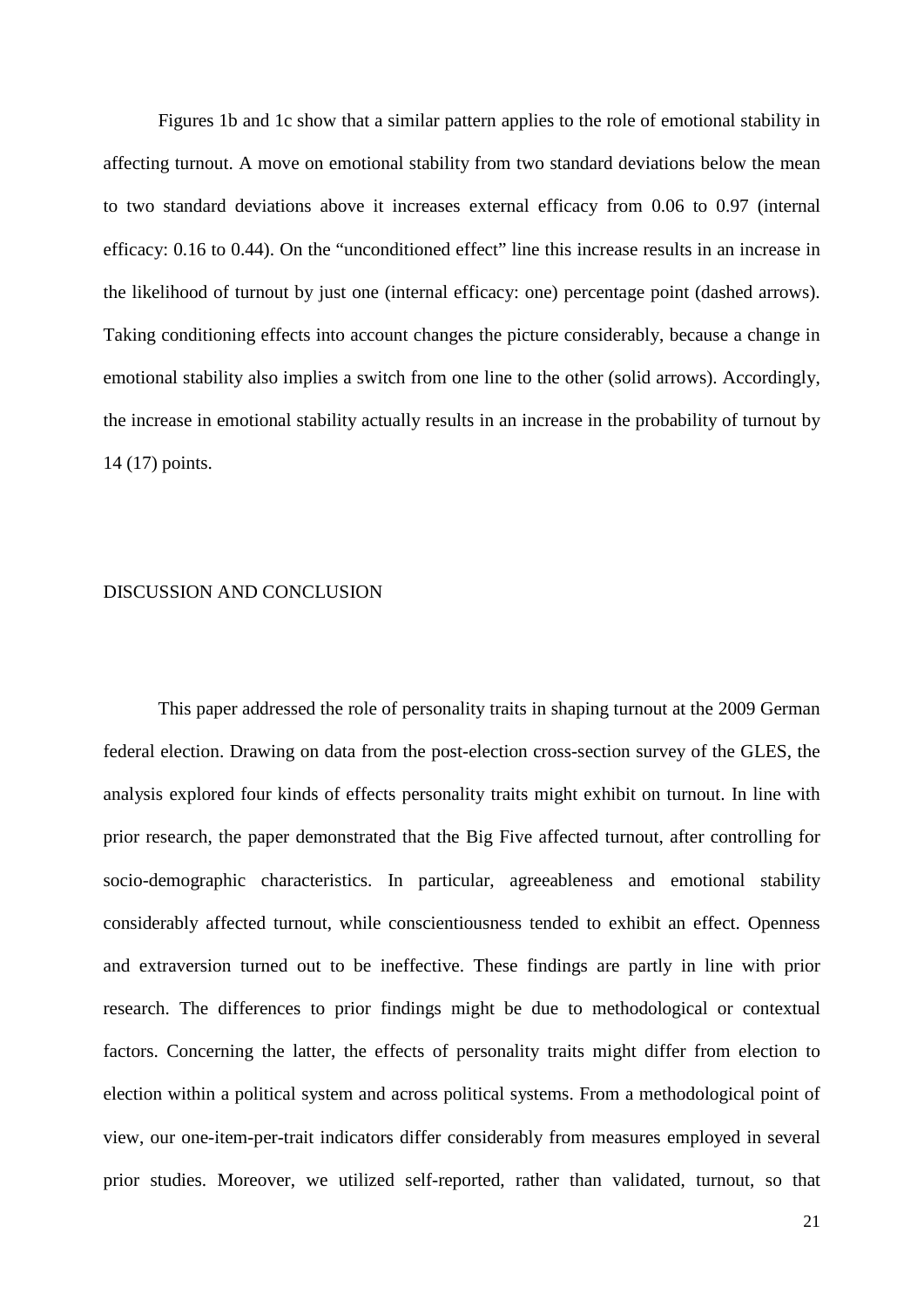Figures 1b and 1c show that a similar pattern applies to the role of emotional stability in affecting turnout. A move on emotional stability from two standard deviations below the mean to two standard deviations above it increases external efficacy from 0.06 to 0.97 (internal efficacy: 0.16 to 0.44). On the "unconditioned effect" line this increase results in an increase in the likelihood of turnout by just one (internal efficacy: one) percentage point (dashed arrows). Taking conditioning effects into account changes the picture considerably, because a change in emotional stability also implies a switch from one line to the other (solid arrows). Accordingly, the increase in emotional stability actually results in an increase in the probability of turnout by 14 (17) points.

## DISCUSSION AND CONCLUSION

This paper addressed the role of personality traits in shaping turnout at the 2009 German federal election. Drawing on data from the post-election cross-section survey of the GLES, the analysis explored four kinds of effects personality traits might exhibit on turnout. In line with prior research, the paper demonstrated that the Big Five affected turnout, after controlling for socio-demographic characteristics. In particular, agreeableness and emotional stability considerably affected turnout, while conscientiousness tended to exhibit an effect. Openness and extraversion turned out to be ineffective. These findings are partly in line with prior research. The differences to prior findings might be due to methodological or contextual factors. Concerning the latter, the effects of personality traits might differ from election to election within a political system and across political systems. From a methodological point of view, our one-item-per-trait indicators differ considerably from measures employed in several prior studies. Moreover, we utilized self-reported, rather than validated, turnout, so that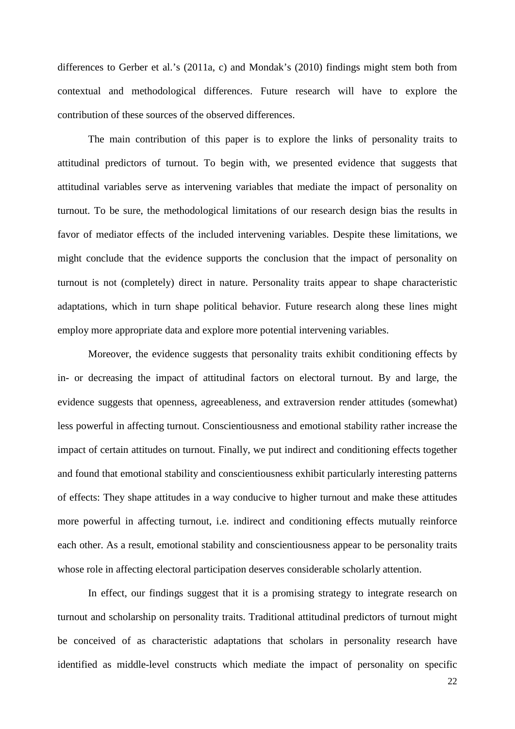differences to Gerber et al.'s (2011a, c) and Mondak's (2010) findings might stem both from contextual and methodological differences. Future research will have to explore the contribution of these sources of the observed differences.

The main contribution of this paper is to explore the links of personality traits to attitudinal predictors of turnout. To begin with, we presented evidence that suggests that attitudinal variables serve as intervening variables that mediate the impact of personality on turnout. To be sure, the methodological limitations of our research design bias the results in favor of mediator effects of the included intervening variables. Despite these limitations, we might conclude that the evidence supports the conclusion that the impact of personality on turnout is not (completely) direct in nature. Personality traits appear to shape characteristic adaptations, which in turn shape political behavior. Future research along these lines might employ more appropriate data and explore more potential intervening variables.

Moreover, the evidence suggests that personality traits exhibit conditioning effects by in- or decreasing the impact of attitudinal factors on electoral turnout. By and large, the evidence suggests that openness, agreeableness, and extraversion render attitudes (somewhat) less powerful in affecting turnout. Conscientiousness and emotional stability rather increase the impact of certain attitudes on turnout. Finally, we put indirect and conditioning effects together and found that emotional stability and conscientiousness exhibit particularly interesting patterns of effects: They shape attitudes in a way conducive to higher turnout and make these attitudes more powerful in affecting turnout, i.e. indirect and conditioning effects mutually reinforce each other. As a result, emotional stability and conscientiousness appear to be personality traits whose role in affecting electoral participation deserves considerable scholarly attention.

In effect, our findings suggest that it is a promising strategy to integrate research on turnout and scholarship on personality traits. Traditional attitudinal predictors of turnout might be conceived of as characteristic adaptations that scholars in personality research have identified as middle-level constructs which mediate the impact of personality on specific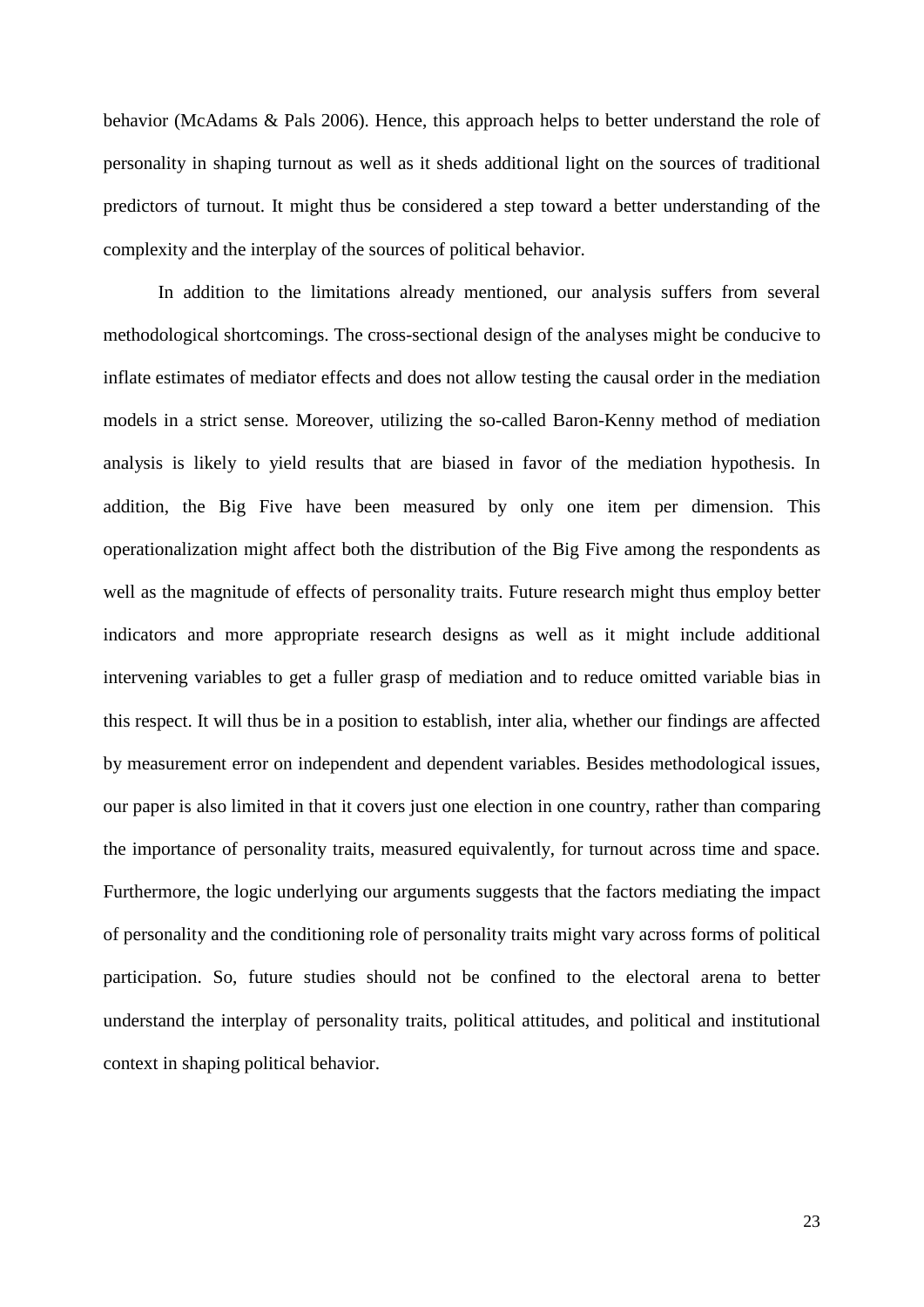behavior (McAdams & Pals 2006). Hence, this approach helps to better understand the role of personality in shaping turnout as well as it sheds additional light on the sources of traditional predictors of turnout. It might thus be considered a step toward a better understanding of the complexity and the interplay of the sources of political behavior.

In addition to the limitations already mentioned, our analysis suffers from several methodological shortcomings. The cross-sectional design of the analyses might be conducive to inflate estimates of mediator effects and does not allow testing the causal order in the mediation models in a strict sense. Moreover, utilizing the so-called Baron-Kenny method of mediation analysis is likely to yield results that are biased in favor of the mediation hypothesis. In addition, the Big Five have been measured by only one item per dimension. This operationalization might affect both the distribution of the Big Five among the respondents as well as the magnitude of effects of personality traits. Future research might thus employ better indicators and more appropriate research designs as well as it might include additional intervening variables to get a fuller grasp of mediation and to reduce omitted variable bias in this respect. It will thus be in a position to establish, inter alia, whether our findings are affected by measurement error on independent and dependent variables. Besides methodological issues, our paper is also limited in that it covers just one election in one country, rather than comparing the importance of personality traits, measured equivalently, for turnout across time and space. Furthermore, the logic underlying our arguments suggests that the factors mediating the impact of personality and the conditioning role of personality traits might vary across forms of political participation. So, future studies should not be confined to the electoral arena to better understand the interplay of personality traits, political attitudes, and political and institutional context in shaping political behavior.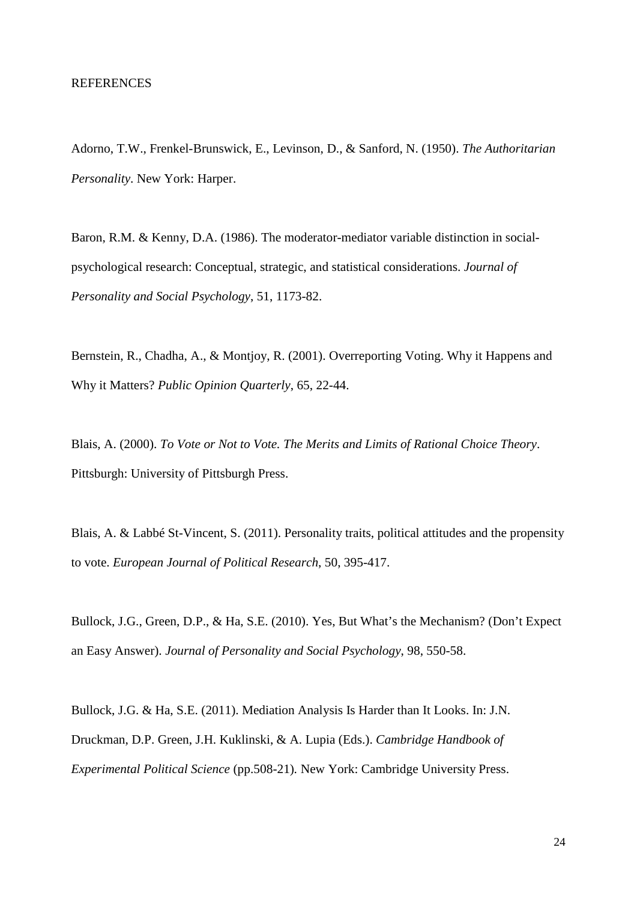REFERENCES

Adorno, T.W., Frenkel-Brunswick, E., Levinson, D., & Sanford, N. (1950). *The Authoritarian Personality*. New York: Harper.

Baron, R.M. & Kenny, D.A. (1986). The moderator-mediator variable distinction in social-psychological research: Conceptual, strategic, and statistical considerations. *Journal of Personality and Social Psychology*, 51, 1173-82.

Bernstein, R., Chadha, A., & Montjoy, R. (2001). Overreporting Voting. Why it Happens and Why it Matters? *Public Opinion Quarterly*, 65, 22-44.

Blais, A. (2000). *To Vote or Not to Vote. The Merits and Limits of Rational Choice Theory*. Pittsburgh: University of Pittsburgh Press.

Blais, A. & Labbé St-Vincent, S. (2011). Personality traits, political attitudes and the propensity to vote. *European Journal of Political Research*, 50, 395-417.

Bullock, J.G., Green, D.P., & Ha, S.E. (2010). Yes, But What's the Mechanism? (Don't Expect an Easy Answer). *Journal of Personality and Social Psychology*, 98, 550-58.

Bullock, J.G. & Ha, S.E. (2011). Mediation Analysis Is Harder than It Looks. In: J.N. Druckman, D.P. Green, J.H. Kuklinski, & A. Lupia (Eds.). *Cambridge Handbook of Experimental Political Science* (pp.508-21). New York: Cambridge University Press.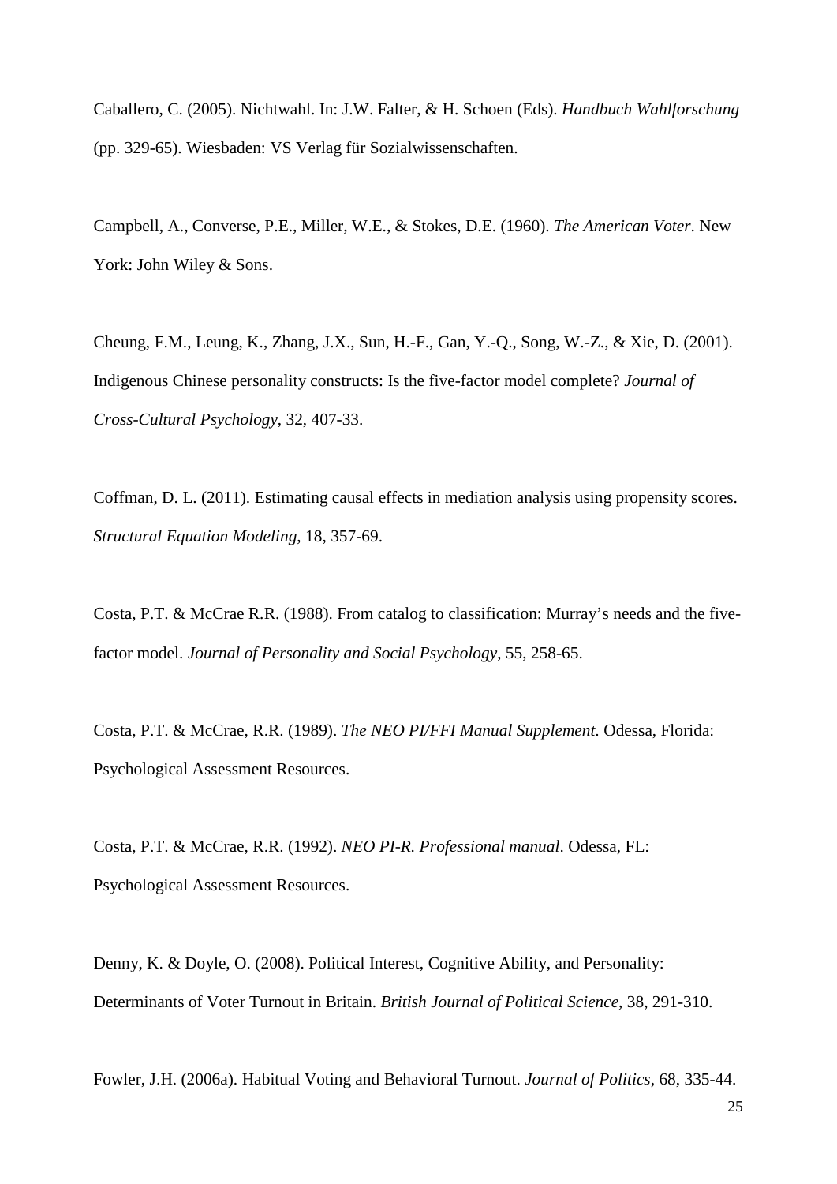Caballero, C. (2005). Nichtwahl. In: J.W. Falter, & H. Schoen (Eds). *Handbuch Wahlforschung* (pp. 329-65). Wiesbaden: VS Verlag für Sozialwissenschaften.

Campbell, A., Converse, P.E., Miller, W.E., & Stokes, D.E. (1960). *The American Voter*. New York: John Wiley & Sons.

Cheung, F.M., Leung, K., Zhang, J.X., Sun, H.-F., Gan, Y.-Q., Song, W.-Z., & Xie, D. (2001). Indigenous Chinese personality constructs: Is the five-factor model complete? *Journal of Cross-Cultural Psychology*, 32, 407-33.

Coffman, D. L. (2011). Estimating causal effects in mediation analysis using propensity scores. *Structural Equation Modeling*, 18, 357-69.

Costa, P.T. & McCrae R.R. (1988). From catalog to classification: Murray's needs and the five-factor model. *Journal of Personality and Social Psychology*, 55, 258-65.

Costa, P.T. & McCrae, R.R. (1989). *The NEO PI/FFI Manual Supplement*. Odessa, Florida: Psychological Assessment Resources.

Costa, P.T. & McCrae, R.R. (1992). *NEO PI-R. Professional manual*. Odessa, FL: Psychological Assessment Resources.

Denny, K. & Doyle, O. (2008). Political Interest, Cognitive Ability, and Personality: Determinants of Voter Turnout in Britain. *British Journal of Political Science*, 38, 291-310.

Fowler, J.H. (2006a). Habitual Voting and Behavioral Turnout. *Journal of Politics*, 68, 335-44.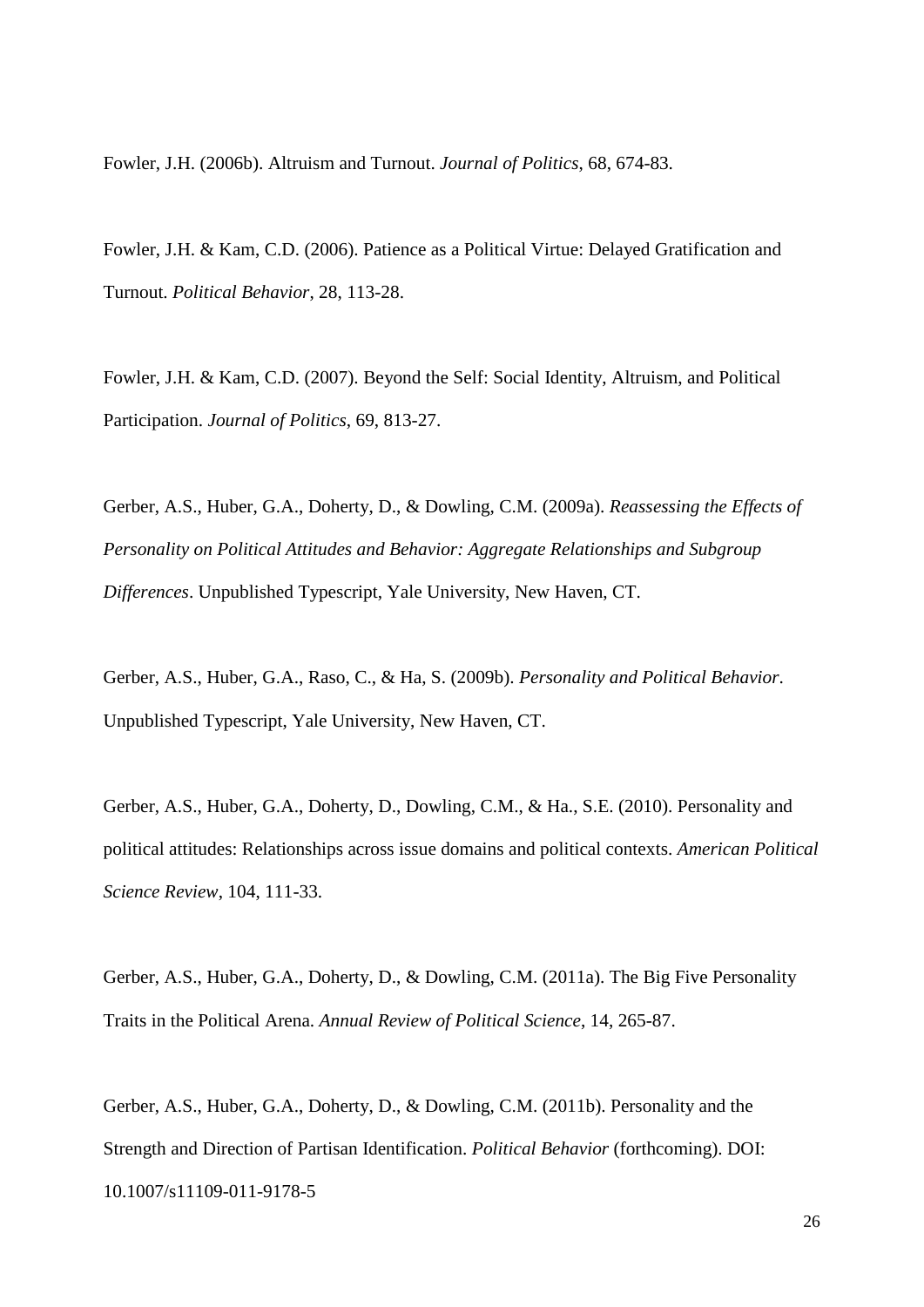Fowler, J.H. (2006b). Altruism and Turnout. *Journal of Politics*, 68, 674-83.

Fowler, J.H. & Kam, C.D. (2006). Patience as a Political Virtue: Delayed Gratification and Turnout. *Political Behavior*, 28, 113-28.

Fowler, J.H. & Kam, C.D. (2007). Beyond the Self: Social Identity, Altruism, and Political Participation. *Journal of Politics*, 69, 813-27.

Gerber, A.S., Huber, G.A., Doherty, D., & Dowling, C.M. (2009a). *Reassessing the Effects of Personality on Political Attitudes and Behavior: Aggregate Relationships and Subgroup Differences*. Unpublished Typescript, Yale University, New Haven, CT.

Gerber, A.S., Huber, G.A., Raso, C., & Ha, S. (2009b). *Personality and Political Behavior*. Unpublished Typescript, Yale University, New Haven, CT.

Gerber, A.S., Huber, G.A., Doherty, D., Dowling, C.M., & Ha., S.E. (2010). Personality and political attitudes: Relationships across issue domains and political contexts. *American Political Science Review*, 104, 111-33.

Gerber, A.S., Huber, G.A., Doherty, D., & Dowling, C.M. (2011a). The Big Five Personality Traits in the Political Arena. *Annual Review of Political Science*, 14, 265-87.

Gerber, A.S., Huber, G.A., Doherty, D., & Dowling, C.M. (2011b). Personality and the Strength and Direction of Partisan Identification. *Political Behavior* (forthcoming). DOI: 10.1007/s11109-011-9178-5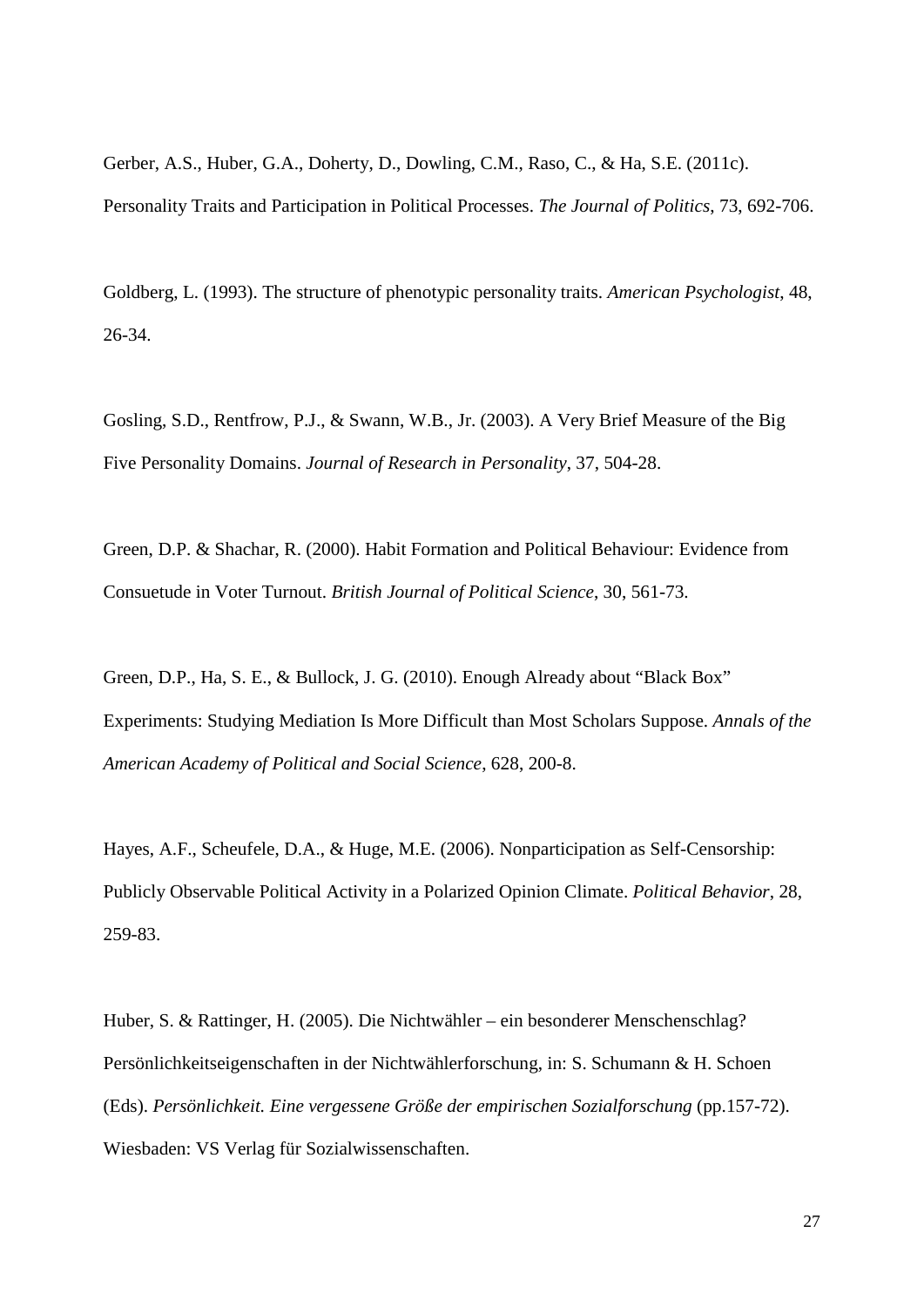Gerber, A.S., Huber, G.A., Doherty, D., Dowling, C.M., Raso, C., & Ha, S.E. (2011c). Personality Traits and Participation in Political Processes. *The Journal of Politics*, 73, 692-706.

Goldberg, L. (1993). The structure of phenotypic personality traits. *American Psychologist*, 48, 26-34.

Gosling, S.D., Rentfrow, P.J., & Swann, W.B., Jr. (2003). A Very Brief Measure of the Big Five Personality Domains. *Journal of Research in Personality*, 37, 504-28.

Green, D.P. & Shachar, R. (2000). Habit Formation and Political Behaviour: Evidence from Consuetude in Voter Turnout. *British Journal of Political Science*, 30, 561-73.

Green, D.P., Ha, S. E., & Bullock, J. G. (2010). Enough Already about "Black Box" Experiments: Studying Mediation Is More Difficult than Most Scholars Suppose. *Annals of the American Academy of Political and Social Science*, 628, 200-8.

Hayes, A.F., Scheufele, D.A., & Huge, M.E. (2006). Nonparticipation as Self-Censorship: Publicly Observable Political Activity in a Polarized Opinion Climate. *Political Behavior*, 28, 259-83.

Huber, S. & Rattinger, H. (2005). Die Nichtwähler – ein besonderer Menschenschlag? Persönlichkeitseigenschaften in der Nichtwählerforschung, in: S. Schumann & H. Schoen (Eds). *Persönlichkeit. Eine vergessene Größe der empirischen Sozialforschung* (pp.157-72). Wiesbaden: VS Verlag für Sozialwissenschaften.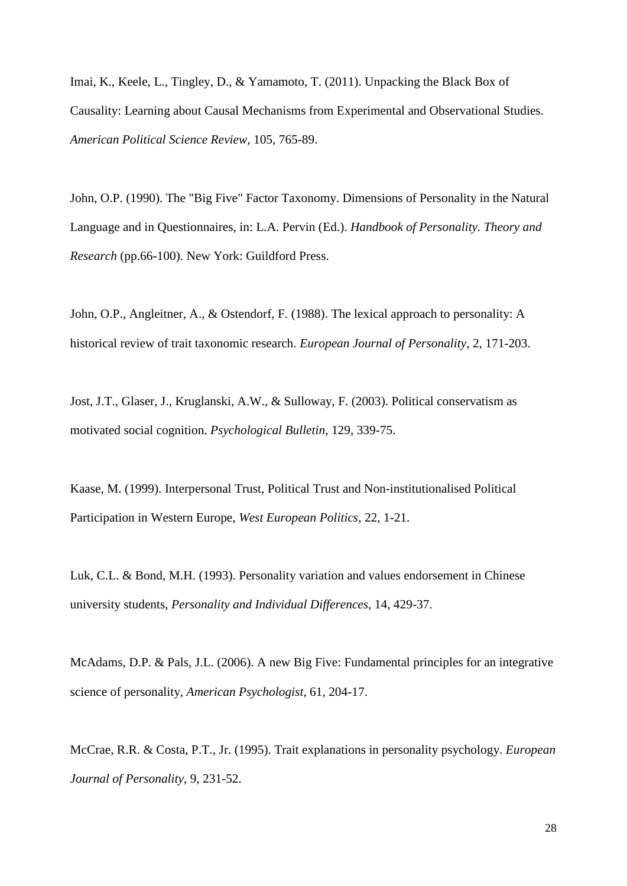Imai, K., Keele, L., Tingley, D., & Yamamoto, T. (2011). Unpacking the Black Box of Causality: Learning about Causal Mechanisms from Experimental and Observational Studies. *American Political Science Review*, 105, 765-89.

John, O.P. (1990). The "Big Five" Factor Taxonomy. Dimensions of Personality in the Natural Language and in Questionnaires, in: L.A. Pervin (Ed.). *Handbook of Personality. Theory and Research* (pp.66-100). New York: Guildford Press.

John, O.P., Angleitner, A., & Ostendorf, F. (1988). The lexical approach to personality: A historical review of trait taxonomic research. *European Journal of Personality*, 2, 171-203.

Jost, J.T., Glaser, J., Kruglanski, A.W., & Sulloway, F. (2003). Political conservatism as motivated social cognition. *Psychological Bulletin*, 129, 339-75.

Kaase, M. (1999). Interpersonal Trust, Political Trust and Non-institutionalised Political Participation in Western Europe, *West European Politics*, 22, 1-21.

Luk, C.L. & Bond, M.H. (1993). Personality variation and values endorsement in Chinese university students, *Personality and Individual Differences*, 14, 429-37.

McAdams, D.P. & Pals, J.L. (2006). A new Big Five: Fundamental principles for an integrative science of personality, *American Psychologist*, 61, 204-17.

McCrae, R.R. & Costa, P.T., Jr. (1995). Trait explanations in personality psychology. *European Journal of Personality*, 9, 231-52.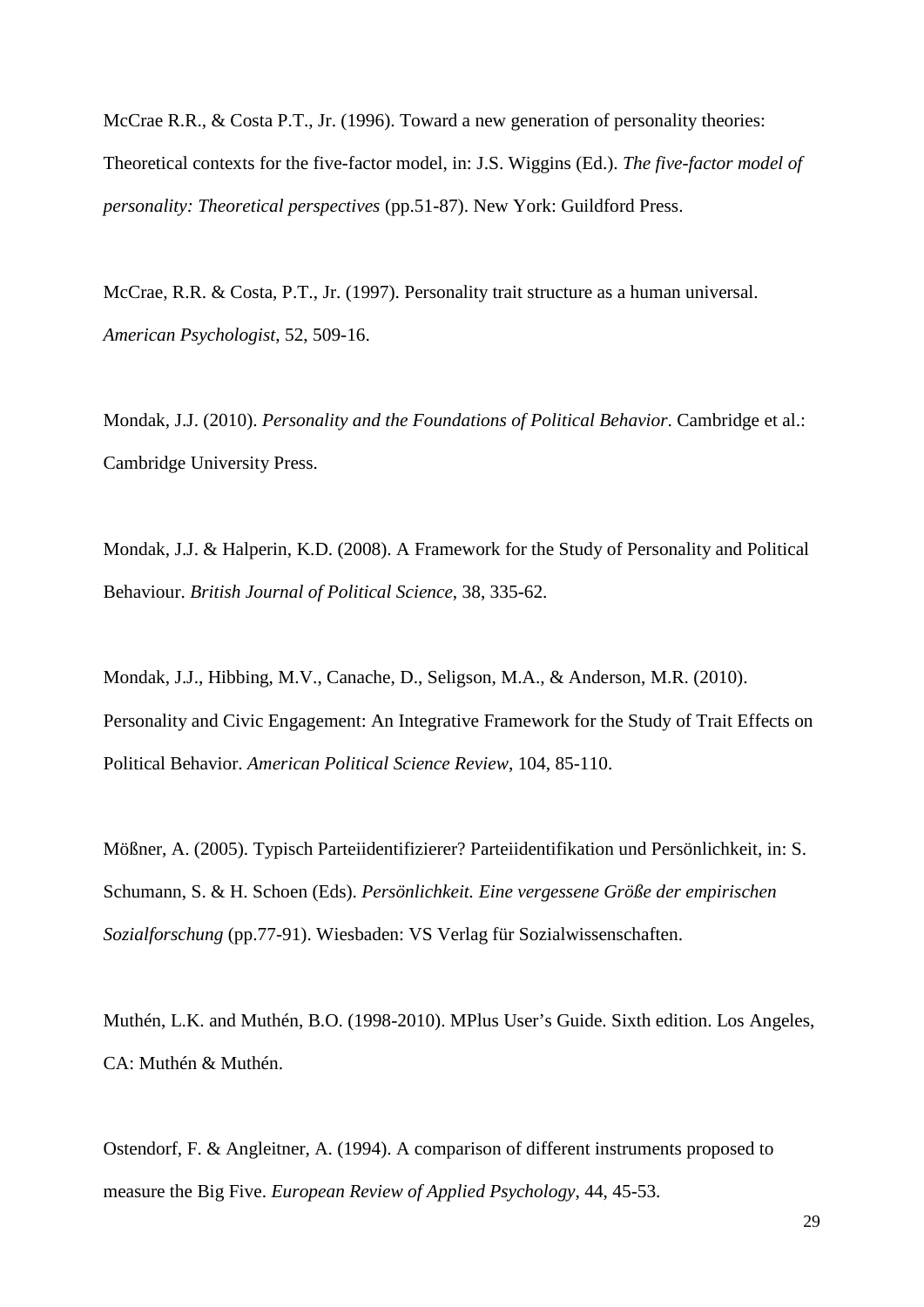McCrae R.R., & Costa P.T., Jr. (1996). Toward a new generation of personality theories: Theoretical contexts for the five-factor model, in: J.S. Wiggins (Ed.). *The five-factor model of personality: Theoretical perspectives* (pp.51-87). New York: Guildford Press.

McCrae, R.R. & Costa, P.T., Jr. (1997). Personality trait structure as a human universal. *American Psychologist*, 52, 509-16.

Mondak, J.J. (2010). *Personality and the Foundations of Political Behavior*. Cambridge et al.: Cambridge University Press.

Mondak, J.J. & Halperin, K.D. (2008). A Framework for the Study of Personality and Political Behaviour. *British Journal of Political Science*, 38, 335-62.

Mondak, J.J., Hibbing, M.V., Canache, D., Seligson, M.A., & Anderson, M.R. (2010). Personality and Civic Engagement: An Integrative Framework for the Study of Trait Effects on Political Behavior. *American Political Science Review*, 104, 85-110.

Mößner, A. (2005). Typisch Parteiidentifizierer? Parteiidentifikation und Persönlichkeit, in: S. Schumann, S. & H. Schoen (Eds). *Persönlichkeit. Eine vergessene Größe der empirischen Sozialforschung* (pp.77-91). Wiesbaden: VS Verlag für Sozialwissenschaften.

Muthén, L.K. and Muthén, B.O. (1998-2010). MPlus User's Guide. Sixth edition. Los Angeles, CA: Muthén & Muthén.

Ostendorf, F. & Angleitner, A. (1994). A comparison of different instruments proposed to measure the Big Five. *European Review of Applied Psychology*, 44, 45-53.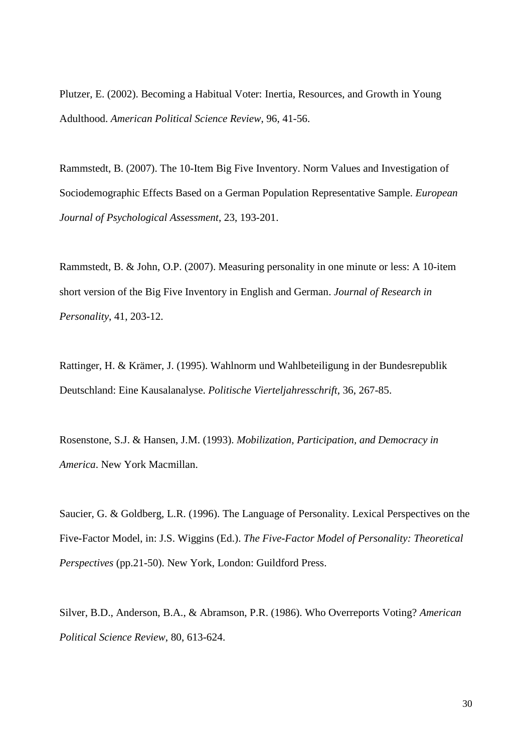Plutzer, E. (2002). Becoming a Habitual Voter: Inertia, Resources, and Growth in Young Adulthood. *American Political Science Review*, 96, 41-56.

Rammstedt, B. (2007). The 10-Item Big Five Inventory. Norm Values and Investigation of Sociodemographic Effects Based on a German Population Representative Sample. *European Journal of Psychological Assessment*, 23, 193-201.

Rammstedt, B. & John, O.P. (2007). Measuring personality in one minute or less: A 10-item short version of the Big Five Inventory in English and German. *Journal of Research in Personality*, 41, 203-12.

Rattinger, H. & Krämer, J. (1995). Wahlnorm und Wahlbeteiligung in der Bundesrepublik Deutschland: Eine Kausalanalyse. *Politische Vierteljahresschrift*, 36, 267-85.

Rosenstone, S.J. & Hansen, J.M. (1993). *Mobilization, Participation, and Democracy in America*. New York Macmillan.

Saucier, G. & Goldberg, L.R. (1996). The Language of Personality. Lexical Perspectives on the Five-Factor Model, in: J.S. Wiggins (Ed.). *The Five-Factor Model of Personality: Theoretical Perspectives* (pp.21-50). New York, London: Guildford Press.

Silver, B.D., Anderson, B.A., & Abramson, P.R. (1986). Who Overreports Voting? *American Political Science Review*, 80, 613-624.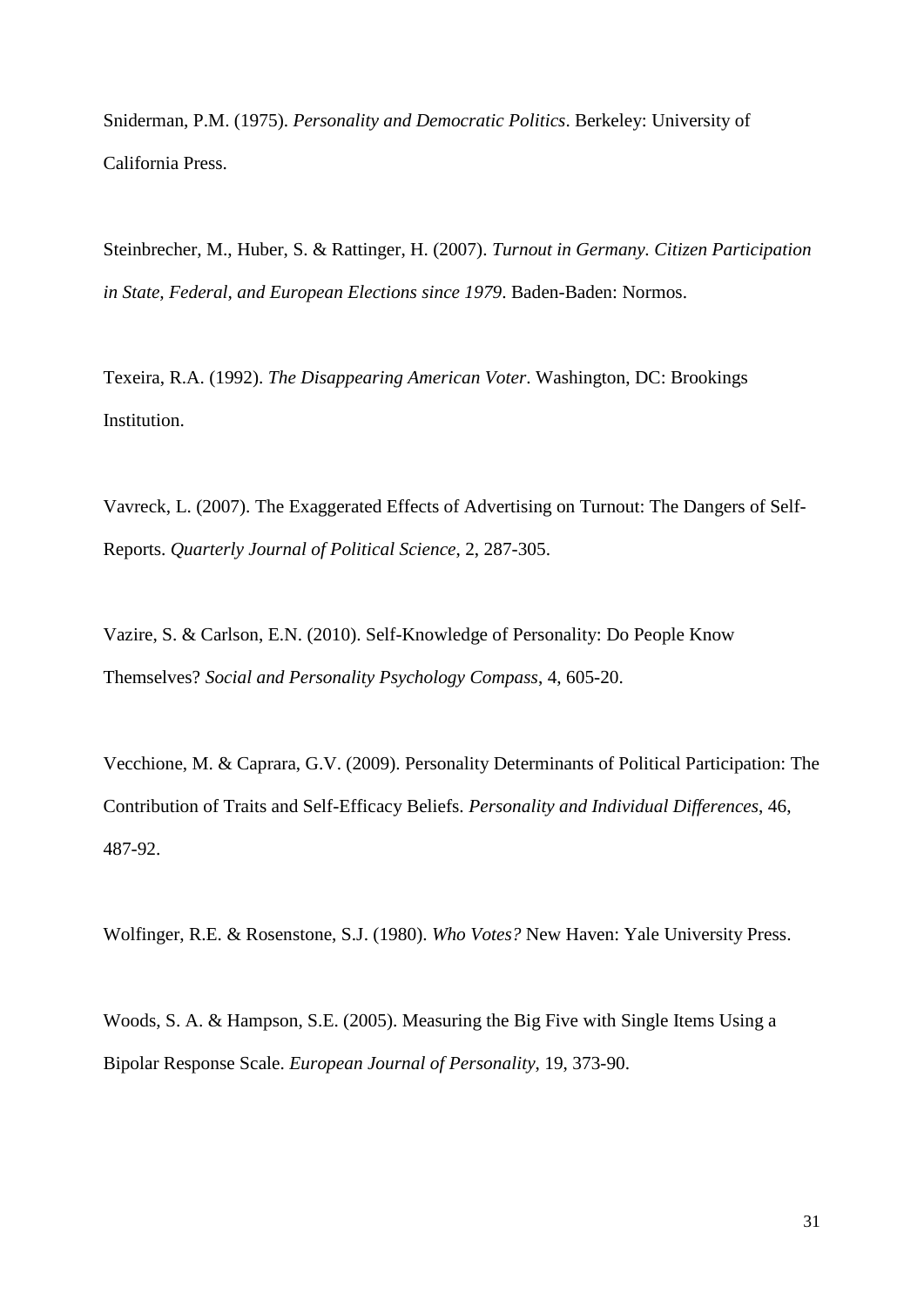Sniderman, P.M. (1975). *Personality and Democratic Politics*. Berkeley: University of California Press.

Steinbrecher, M., Huber, S. & Rattinger, H. (2007). *Turnout in Germany. Citizen Participation in State, Federal, and European Elections since 1979*. Baden-Baden: Normos.

Texeira, R.A. (1992). *The Disappearing American Voter*. Washington, DC: Brookings Institution.

Vavreck, L. (2007). The Exaggerated Effects of Advertising on Turnout: The Dangers of Self-Reports. *Quarterly Journal of Political Science*, 2, 287-305.

Vazire, S. & Carlson, E.N. (2010). Self-Knowledge of Personality: Do People Know Themselves? *Social and Personality Psychology Compass*, 4, 605-20.

Vecchione, M. & Caprara, G.V. (2009). Personality Determinants of Political Participation: The Contribution of Traits and Self-Efficacy Beliefs. *Personality and Individual Differences*, 46, 487-92.

Wolfinger, R.E. & Rosenstone, S.J. (1980). *Who Votes?* New Haven: Yale University Press.

Woods, S. A. & Hampson, S.E. (2005). Measuring the Big Five with Single Items Using a Bipolar Response Scale. *European Journal of Personality*, 19, 373-90.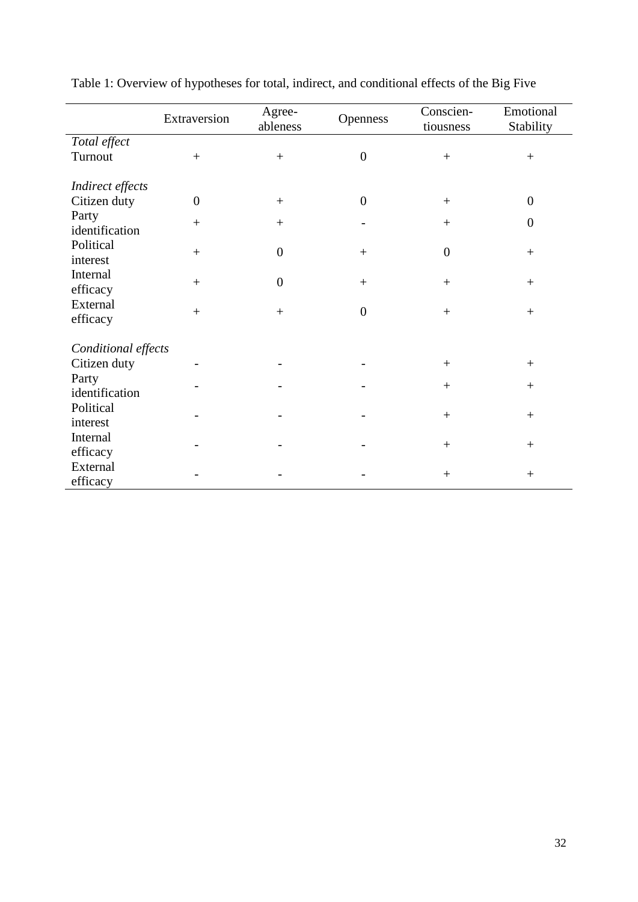Table 1: Overview of hypotheses for total, indirect, and conditional effects of the Big Five

| | Extraversion | Agree-ableness | Openness | Conscien-tiousness | Emotional Stability |
|---|---|---|---|---|---|
| *Total effect* | | | | | |
| Turnout | + | + | 0 | + | + |
| *Indirect effects* | | | | | |
| Citizen duty | 0 | + | 0 | + | 0 |
| Party identification | + | + | - | + | 0 |
| Political interest | + | 0 | + | 0 | + |
| Internal efficacy | + | 0 | + | + | + |
| External efficacy | + | + | 0 | + | + |
| *Conditional effects* | | | | | |
| Citizen duty | - | - | - | + | + |
| Party identification | - | - | - | + | + |
| Political interest | - | - | - | + | + |
| Internal efficacy | - | - | - | + | + |
| External efficacy | - | - | - | + | + |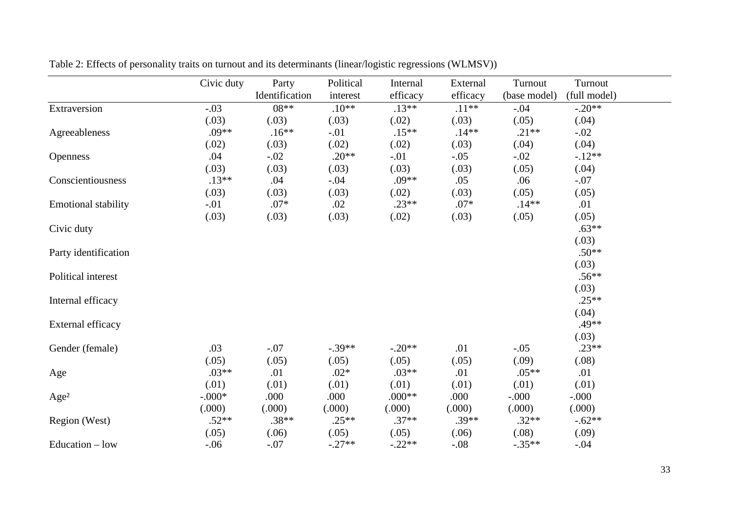Table 2: Effects of personality traits on turnout and its determinants (linear/logistic regressions (WLMSV))

| | Civic duty | Party Identification | Political interest | Internal efficacy | External efficacy | Turnout (base model) | Turnout (full model) |
|---|---|---|---|---|---|---|---|
| Extraversion | -.03 | 08** | .10** | .13** | .11** | -.04 | -.20** |
| | (.03) | (.03) | (.03) | (.02) | (.03) | (.05) | (.04) |
| Agreeableness | .09** | .16** | -.01 | .15** | .14** | .21** | -.02 |
| | (.02) | (.03) | (.02) | (.02) | (.03) | (.04) | (.04) |
| Openness | .04 | -.02 | .20** | -.01 | -.05 | -.02 | -.12** |
| | (.03) | (.03) | (.03) | (.03) | (.03) | (.05) | (.04) |
| Conscientiousness | .13** | .04 | -.04 | .09** | .05 | .06 | -.07 |
| | (.03) | (.03) | (.03) | (.02) | (.03) | (.05) | (.05) |
| Emotional stability | -.01 | .07* | .02 | .23** | .07* | .14** | .01 |
| | (.03) | (.03) | (.03) | (.02) | (.03) | (.05) | (.05) |
| Civic duty | | | | | | | .63** |
| | | | | | | | (.03) |
| Party identification | | | | | | | .50** |
| | | | | | | | (.03) |
| Political interest | | | | | | | .56** |
| | | | | | | | (.03) |
| Internal efficacy | | | | | | | .25** |
| | | | | | | | (.04) |
| External efficacy | | | | | | | .49** |
| | | | | | | | (.03) |
| Gender (female) | .03 | -.07 | -.39** | -.20** | .01 | -.05 | .23** |
| | (.05) | (.05) | (.05) | (.05) | (.05) | (.09) | (.08) |
| Age | .03** | .01 | .02* | .03** | .01 | .05** | .01 |
| | (.01) | (.01) | (.01) | (.01) | (.01) | (.01) | (.01) |
| Age² | -.000* | .000 | .000 | .000** | .000 | -.000 | -.000 |
| | (.000) | (.000) | (.000) | (.000) | (.000) | (.000) | (.000) |
| Region (West) | .52** | .38** | .25** | .37** | .39** | .32** | -.62** |
| | (.05) | (.06) | (.05) | (.05) | (.06) | (.08) | (.09) |
| Education – low | -.06 | -.07 | -.27** | -.22** | -.08 | -.35** | -.04 |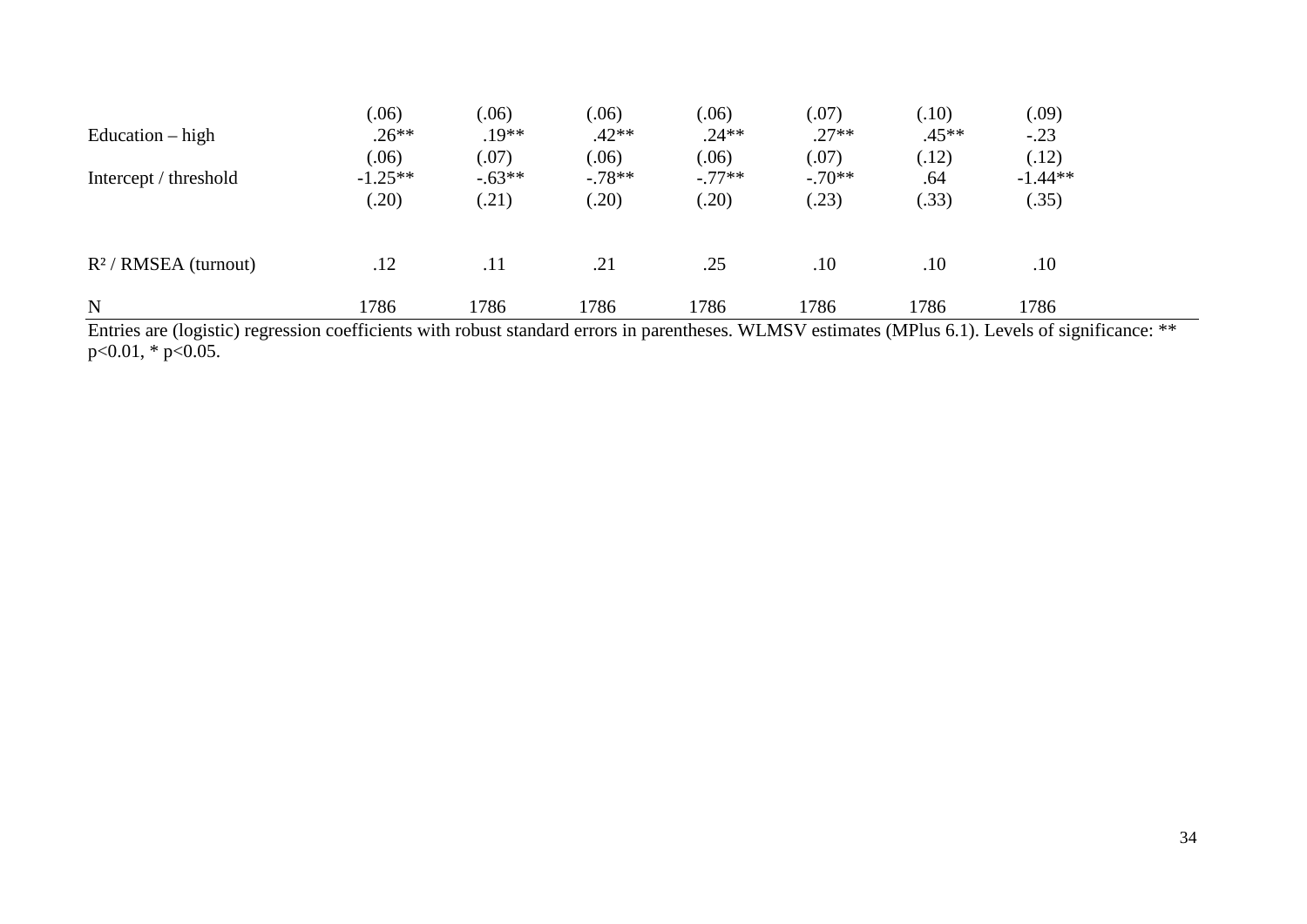| | | | | | | | |
|---|---|---|---|---|---|---|---|
| | (.06) | (.06) | (.06) | (.06) | (.07) | (.10) | (.09) |
| Education – high | .26** | .19** | .42** | .24** | .27** | .45** | -.23 |
| | (.06) | (.07) | (.06) | (.06) | (.07) | (.12) | (.12) |
| Intercept / threshold | -1.25** | -.63** | -.78** | -.77** | -.70** | .64 | -1.44** |
| | (.20) | (.21) | (.20) | (.20) | (.23) | (.33) | (.35) |
| $R^2$ / RMSEA (turnout) | .12 | .11 | .21 | .25 | .10 | .10 | .10 |
| N | 1786 | 1786 | 1786 | 1786 | 1786 | 1786 | 1786 |

Entries are (logistic) regression coefficients with robust standard errors in parentheses. WLMSV estimates (MPlus 6.1). Levels of significance: ** $p<0.01$, * $p<0.05$.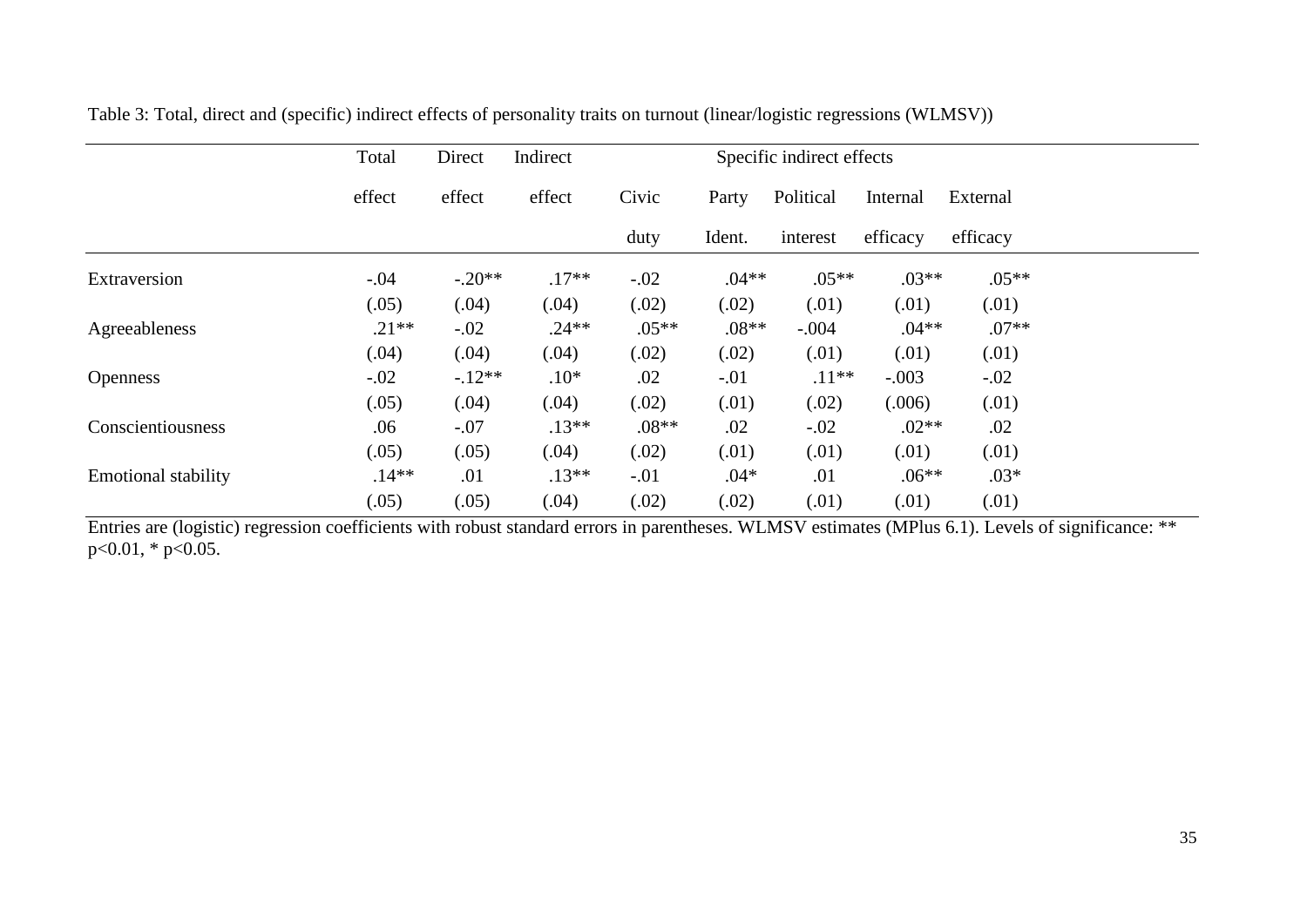Table 3: Total, direct and (specific) indirect effects of personality traits on turnout (linear/logistic regressions (WLMSV))

| | Total effect | Direct effect | Indirect effect | Specific indirect effects | | | | |
|---|---|---|---|---|---|---|---|---|
| | | | | Civic duty | Party Ident. | Political interest | Internal efficacy | External efficacy |
| Extraversion | -.04 | -.20** | .17** | -.02 | .04** | .05** | .03** | .05** |
| | (.05) | (.04) | (.04) | (.02) | (.02) | (.01) | (.01) | (.01) |
| Agreeableness | .21** | -.02 | .24** | .05** | .08** | -.004 | .04** | .07** |
| | (.04) | (.04) | (.04) | (.02) | (.02) | (.01) | (.01) | (.01) |
| Openness | -.02 | -.12** | .10* | .02 | -.01 | .11** | -.003 | -.02 |
| | (.05) | (.04) | (.04) | (.02) | (.01) | (.02) | (.006) | (.01) |
| Conscientiousness | .06 | -.07 | .13** | .08** | .02 | -.02 | .02** | .02 |
| | (.05) | (.05) | (.04) | (.02) | (.01) | (.01) | (.01) | (.01) |
| Emotional stability | .14** | .01 | .13** | -.01 | .04* | .01 | .06** | .03* |
| | (.05) | (.05) | (.04) | (.02) | (.02) | (.01) | (.01) | (.01) |

Entries are (logistic) regression coefficients with robust standard errors in parentheses. WLMSV estimates (MPlus 6.1). Levels of significance: ** p<0.01, * p<0.05.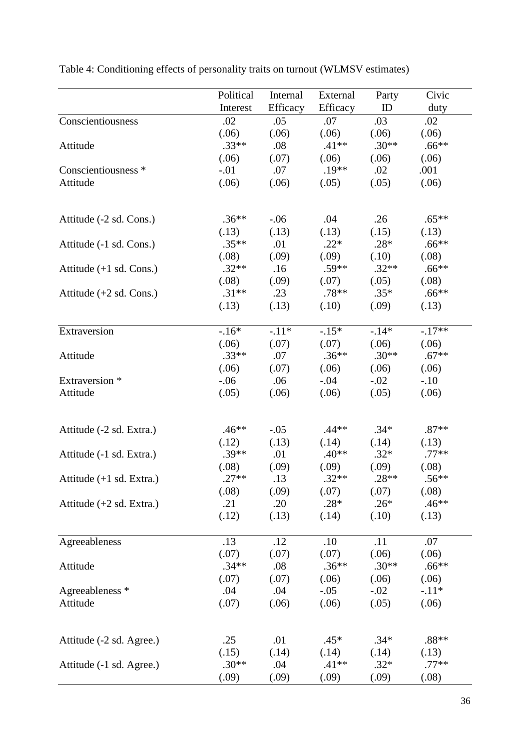Table 4: Conditioning effects of personality traits on turnout (WLMSV estimates)

| | Political Interest | Internal Efficacy | External Efficacy | Party ID | Civic duty |
|---|---|---|---|---|---|
| Conscientiousness | .02 | .05 | .07 | .03 | .02 |
| | (.06) | (.06) | (.06) | (.06) | (.06) |
| Attitude | .33** | .08 | .41** | .30** | .66** |
| | (.06) | (.07) | (.06) | (.06) | (.06) |
| Conscientiousness * Attitude | -.01 | .07 | .19** | .02 | .001 |
| | (.06) | (.06) | (.05) | (.05) | (.06) |
| Attitude (-2 sd. Cons.) | .36** | -.06 | .04 | .26 | .65** |
| | (.13) | (.13) | (.13) | (.15) | (.13) |
| Attitude (-1 sd. Cons.) | .35** | .01 | .22* | .28* | .66** |
| | (.08) | (.09) | (.09) | (.10) | (.08) |
| Attitude (+1 sd. Cons.) | .32** | .16 | .59** | .32** | .66** |
| | (.08) | (.09) | (.07) | (.05) | (.08) |
| Attitude (+2 sd. Cons.) | .31** | .23 | .78** | .35* | .66** |
| | (.13) | (.13) | (.10) | (.09) | (.13) |
| Extraversion | -.16* | -.11* | -.15* | -.14* | -.17** |
| | (.06) | (.07) | (.07) | (.06) | (.06) |
| Attitude | .33** | .07 | .36** | .30** | .67** |
| | (.06) | (.07) | (.06) | (.06) | (.06) |
| Extraversion * Attitude | -.06 | .06 | -.04 | -.02 | -.10 |
| | (.05) | (.06) | (.06) | (.05) | (.06) |
| Attitude (-2 sd. Extra.) | .46** | -.05 | .44** | .34* | .87** |
| | (.12) | (.13) | (.14) | (.14) | (.13) |
| Attitude (-1 sd. Extra.) | .39** | .01 | .40** | .32* | .77** |
| | (.08) | (.09) | (.09) | (.09) | (.08) |
| Attitude (+1 sd. Extra.) | .27** | .13 | .32** | .28** | .56** |
| | (.08) | (.09) | (.07) | (.07) | (.08) |
| Attitude (+2 sd. Extra.) | .21 | .20 | .28* | .26* | .46** |
| | (.12) | (.13) | (.14) | (.10) | (.13) |
| Agreeableness | .13 | .12 | .10 | .11 | .07 |
| | (.07) | (.07) | (.07) | (.06) | (.06) |
| Attitude | .34** | .08 | .36** | .30** | .66** |
| | (.07) | (.07) | (.06) | (.06) | (.06) |
| Agreeableness * Attitude | .04 | .04 | -.05 | -.02 | -.11* |
| | (.07) | (.06) | (.06) | (.05) | (.06) |
| Attitude (-2 sd. Agree.) | .25 | .01 | .45* | .34* | .88** |
| | (.15) | (.14) | (.14) | (.14) | (.13) |
| Attitude (-1 sd. Agree.) | .30** | .04 | .41** | .32* | .77** |
| | (.09) | (.09) | (.09) | (.09) | (.08) |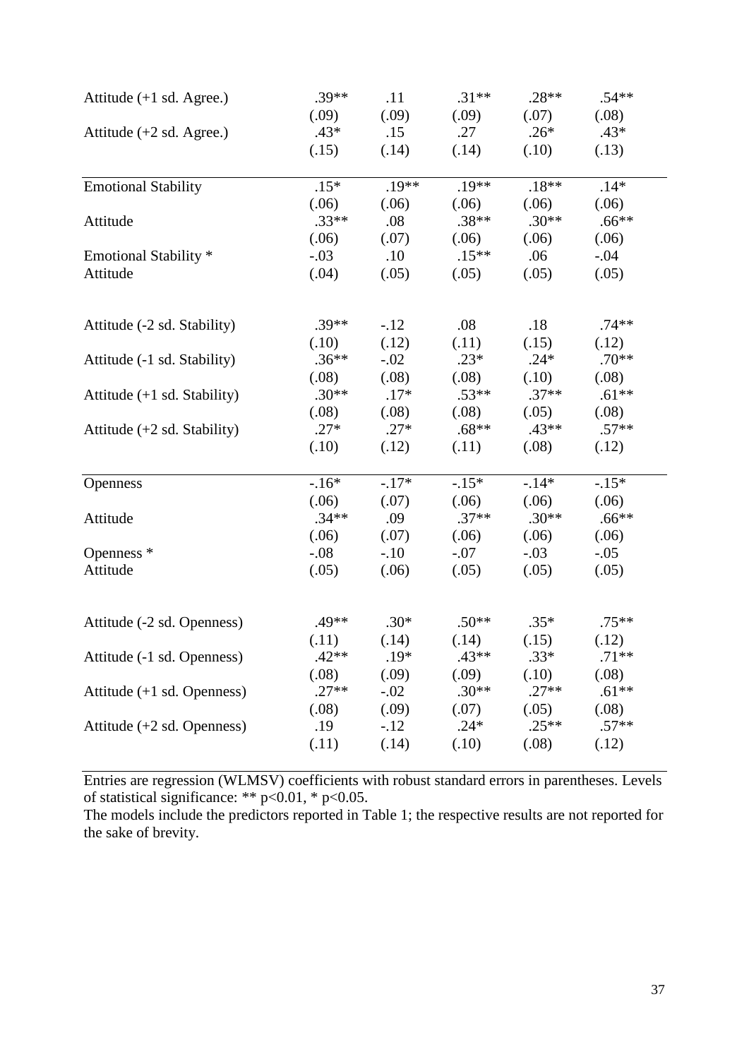| | | | | | |
|---|---|---|---|---|---|
| Attitude (+1 sd. Agree.) | .39** | .11 | .31** | .28** | .54** |
| | (.09) | (.09) | (.09) | (.07) | (.08) |
| Attitude (+2 sd. Agree.) | .43* | .15 | .27 | .26* | .43* |
| | (.15) | (.14) | (.14) | (.10) | (.13) |
| Emotional Stability | .15* | .19** | .19** | .18** | .14* |
| | (.06) | (.06) | (.06) | (.06) | (.06) |
| Attitude | .33** | .08 | .38** | .30** | .66** |
| | (.06) | (.07) | (.06) | (.06) | (.06) |
| Emotional Stability * Attitude | -.03 | .10 | .15** | .06 | -.04 |
| | (.04) | (.05) | (.05) | (.05) | (.05) |
| Attitude (-2 sd. Stability) | .39** | -.12 | .08 | .18 | .74** |
| | (.10) | (.12) | (.11) | (.15) | (.12) |
| Attitude (-1 sd. Stability) | .36** | -.02 | .23* | .24* | .70** |
| | (.08) | (.08) | (.08) | (.10) | (.08) |
| Attitude (+1 sd. Stability) | .30** | .17* | .53** | .37** | .61** |
| | (.08) | (.08) | (.08) | (.05) | (.08) |
| Attitude (+2 sd. Stability) | .27* | .27* | .68** | .43** | .57** |
| | (.10) | (.12) | (.11) | (.08) | (.12) |
| Openness | -.16* | -.17* | -.15* | -.14* | -.15* |
| | (.06) | (.07) | (.06) | (.06) | (.06) |
| Attitude | .34** | .09 | .37** | .30** | .66** |
| | (.06) | (.07) | (.06) | (.06) | (.06) |
| Openness * Attitude | -.08 | -.10 | -.07 | -.03 | -.05 |
| | (.05) | (.06) | (.05) | (.05) | (.05) |
| Attitude (-2 sd. Openness) | .49** | .30* | .50** | .35* | .75** |
| | (.11) | (.14) | (.14) | (.15) | (.12) |
| Attitude (-1 sd. Openness) | .42** | .19* | .43** | .33* | .71** |
| | (.08) | (.09) | (.09) | (.10) | (.08) |
| Attitude (+1 sd. Openness) | .27** | -.02 | .30** | .27** | .61** |
| | (.08) | (.09) | (.07) | (.05) | (.08) |
| Attitude (+2 sd. Openness) | .19 | -.12 | .24* | .25** | .57** |
| | (.11) | (.14) | (.10) | (.08) | (.12) |

Entries are regression (WLMSV) coefficients with robust standard errors in parentheses. Levels of statistical significance: ** p<0.01, * p<0.05.
The models include the predictors reported in Table 1; the respective results are not reported for the sake of brevity.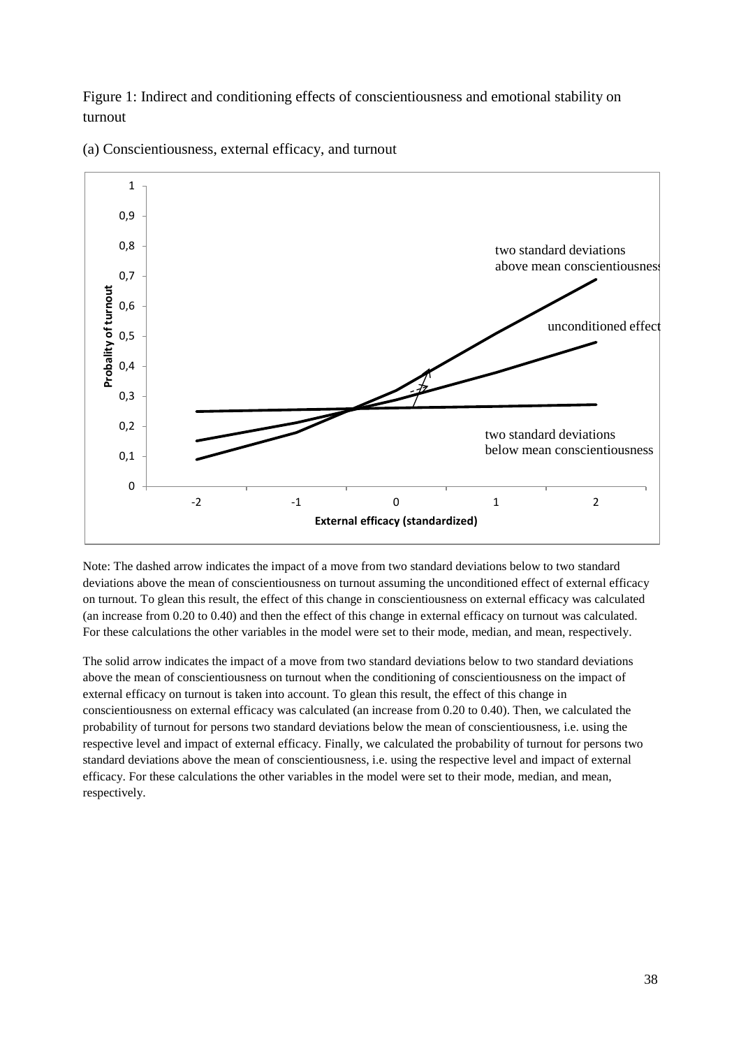Figure 1: Indirect and conditioning effects of conscientiousness and emotional stability on turnout

(a) Conscientiousness, external efficacy, and turnout

Note: The dashed arrow indicates the impact of a move from two standard deviations below to two standard deviations above the mean of conscientiousness on turnout assuming the unconditioned effect of external efficacy on turnout. To glean this result, the effect of this change in conscientiousness on external efficacy was calculated (an increase from 0.20 to 0.40) and then the effect of this change in external efficacy on turnout was calculated. For these calculations the other variables in the model were set to their mode, median, and mean, respectively.

The solid arrow indicates the impact of a move from two standard deviations below to two standard deviations above the mean of conscientiousness on turnout when the conditioning of conscientiousness on the impact of external efficacy on turnout is taken into account. To glean this result, the effect of this change in conscientiousness on external efficacy was calculated (an increase from 0.20 to 0.40). Then, we calculated the probability of turnout for persons two standard deviations below the mean of conscientiousness, i.e. using the respective level and impact of external efficacy. Finally, we calculated the probability of turnout for persons two standard deviations above the mean of conscientiousness, i.e. using the respective level and impact of external efficacy. For these calculations the other variables in the model were set to their mode, median, and mean, respectively.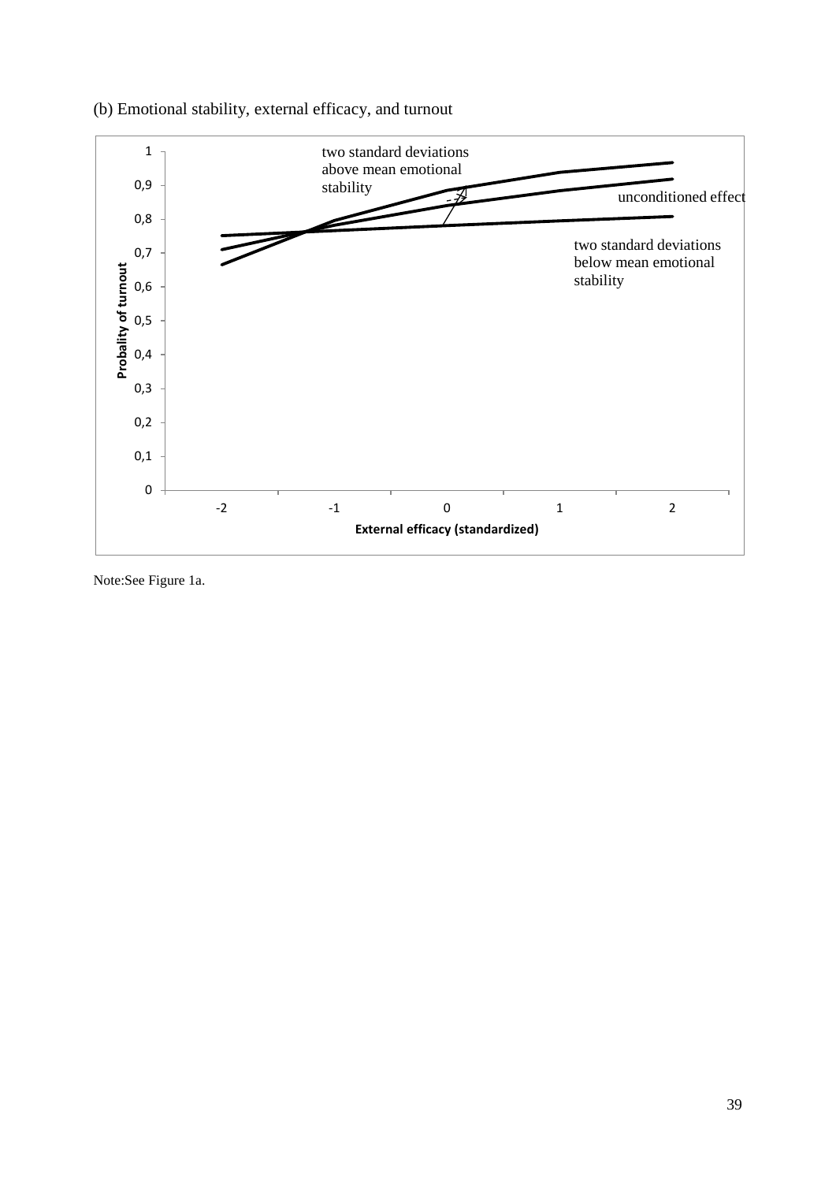(b) Emotional stability, external efficacy, and turnout

Note:See Figure 1a.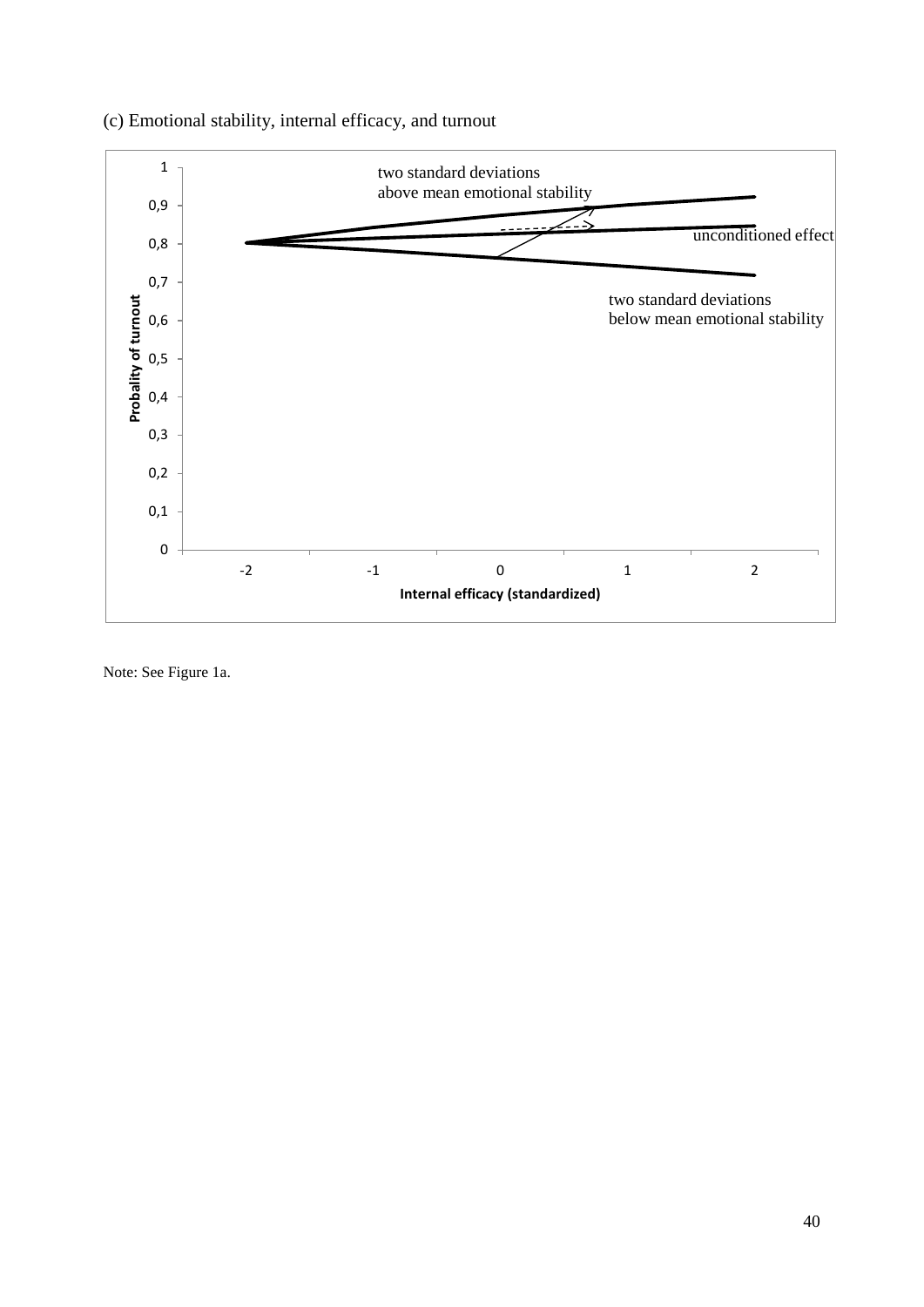(c) Emotional stability, internal efficacy, and turnout

Note: See Figure 1a.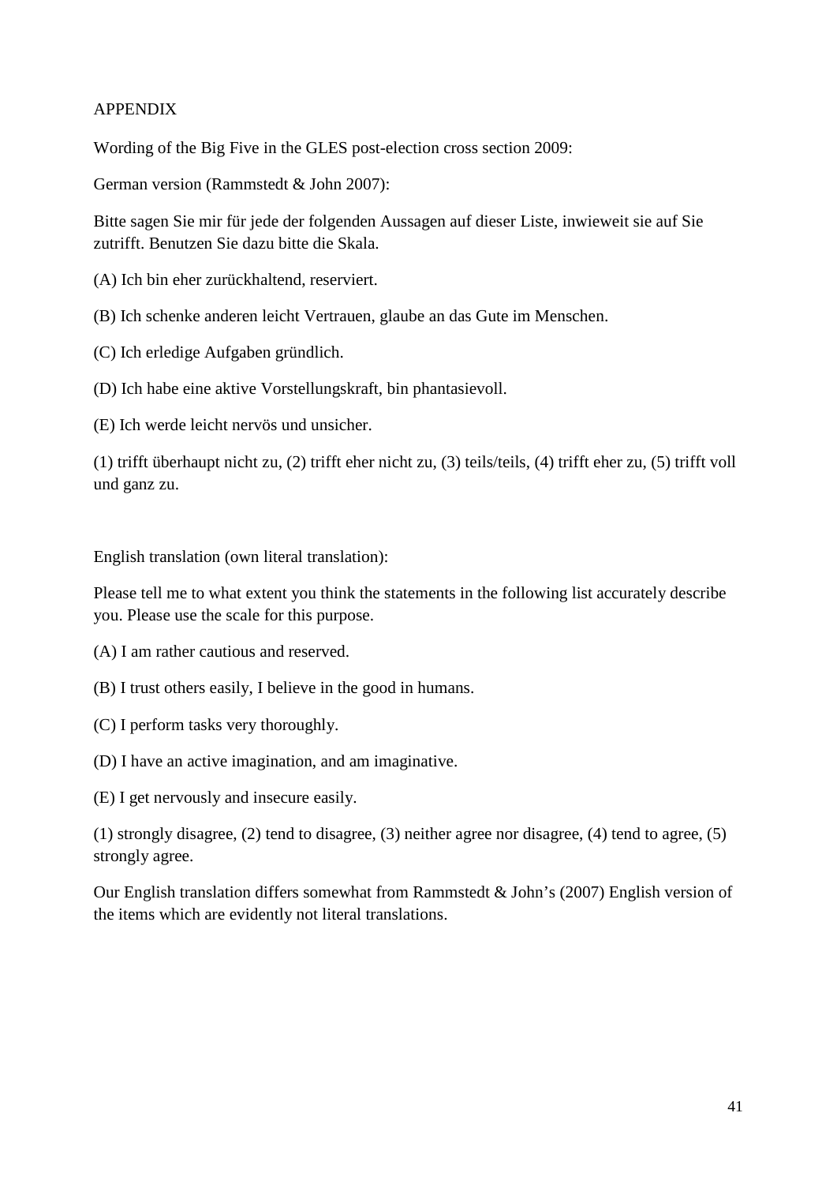# APPENDIX

Wording of the Big Five in the GLES post-election cross section 2009:

German version (Rammstedt & John 2007):

Bitte sagen Sie mir für jede der folgenden Aussagen auf dieser Liste, inwieweit sie auf Sie zutrifft. Benutzen Sie dazu bitte die Skala.

(A) Ich bin eher zurückhaltend, reserviert.

(B) Ich schenke anderen leicht Vertrauen, glaube an das Gute im Menschen.

(C) Ich erledige Aufgaben gründlich.

(D) Ich habe eine aktive Vorstellungskraft, bin phantasievoll.

(E) Ich werde leicht nervös und unsicher.

(1) trifft überhaupt nicht zu, (2) trifft eher nicht zu, (3) teils/teils, (4) trifft eher zu, (5) trifft voll und ganz zu.

English translation (own literal translation):

Please tell me to what extent you think the statements in the following list accurately describe you. Please use the scale for this purpose.

(A) I am rather cautious and reserved.

(B) I trust others easily, I believe in the good in humans.

(C) I perform tasks very thoroughly.

(D) I have an active imagination, and am imaginative.

(E) I get nervously and insecure easily.

(1) strongly disagree, (2) tend to disagree, (3) neither agree nor disagree, (4) tend to agree, (5) strongly agree.

Our English translation differs somewhat from Rammstedt & John's (2007) English version of the items which are evidently not literal translations.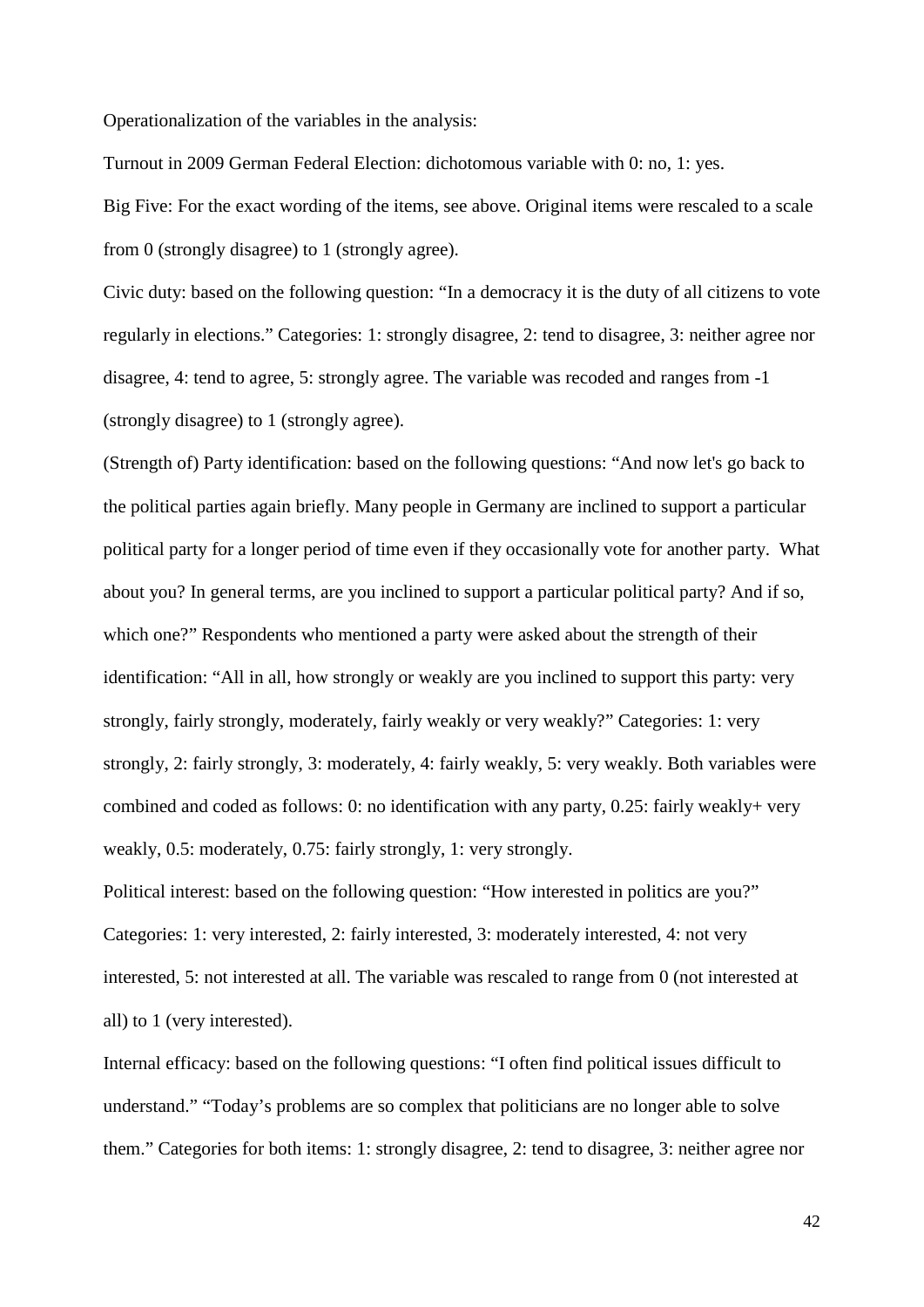Operationalization of the variables in the analysis:

Turnout in 2009 German Federal Election: dichotomous variable with 0: no, 1: yes.

Big Five: For the exact wording of the items, see above. Original items were rescaled to a scale from 0 (strongly disagree) to 1 (strongly agree).

Civic duty: based on the following question: "In a democracy it is the duty of all citizens to vote regularly in elections." Categories: 1: strongly disagree, 2: tend to disagree, 3: neither agree nor disagree, 4: tend to agree, 5: strongly agree. The variable was recoded and ranges from -1 (strongly disagree) to 1 (strongly agree).

(Strength of) Party identification: based on the following questions: "And now let's go back to the political parties again briefly. Many people in Germany are inclined to support a particular political party for a longer period of time even if they occasionally vote for another party. What about you? In general terms, are you inclined to support a particular political party? And if so, which one?" Respondents who mentioned a party were asked about the strength of their identification: "All in all, how strongly or weakly are you inclined to support this party: very strongly, fairly strongly, moderately, fairly weakly or very weakly?" Categories: 1: very strongly, 2: fairly strongly, 3: moderately, 4: fairly weakly, 5: very weakly. Both variables were combined and coded as follows: 0: no identification with any party, 0.25: fairly weakly+ very weakly, 0.5: moderately, 0.75: fairly strongly, 1: very strongly.

Political interest: based on the following question: "How interested in politics are you?" Categories: 1: very interested, 2: fairly interested, 3: moderately interested, 4: not very interested, 5: not interested at all. The variable was rescaled to range from 0 (not interested at all) to 1 (very interested).

Internal efficacy: based on the following questions: "I often find political issues difficult to understand." "Today's problems are so complex that politicians are no longer able to solve them." Categories for both items: 1: strongly disagree, 2: tend to disagree, 3: neither agree nor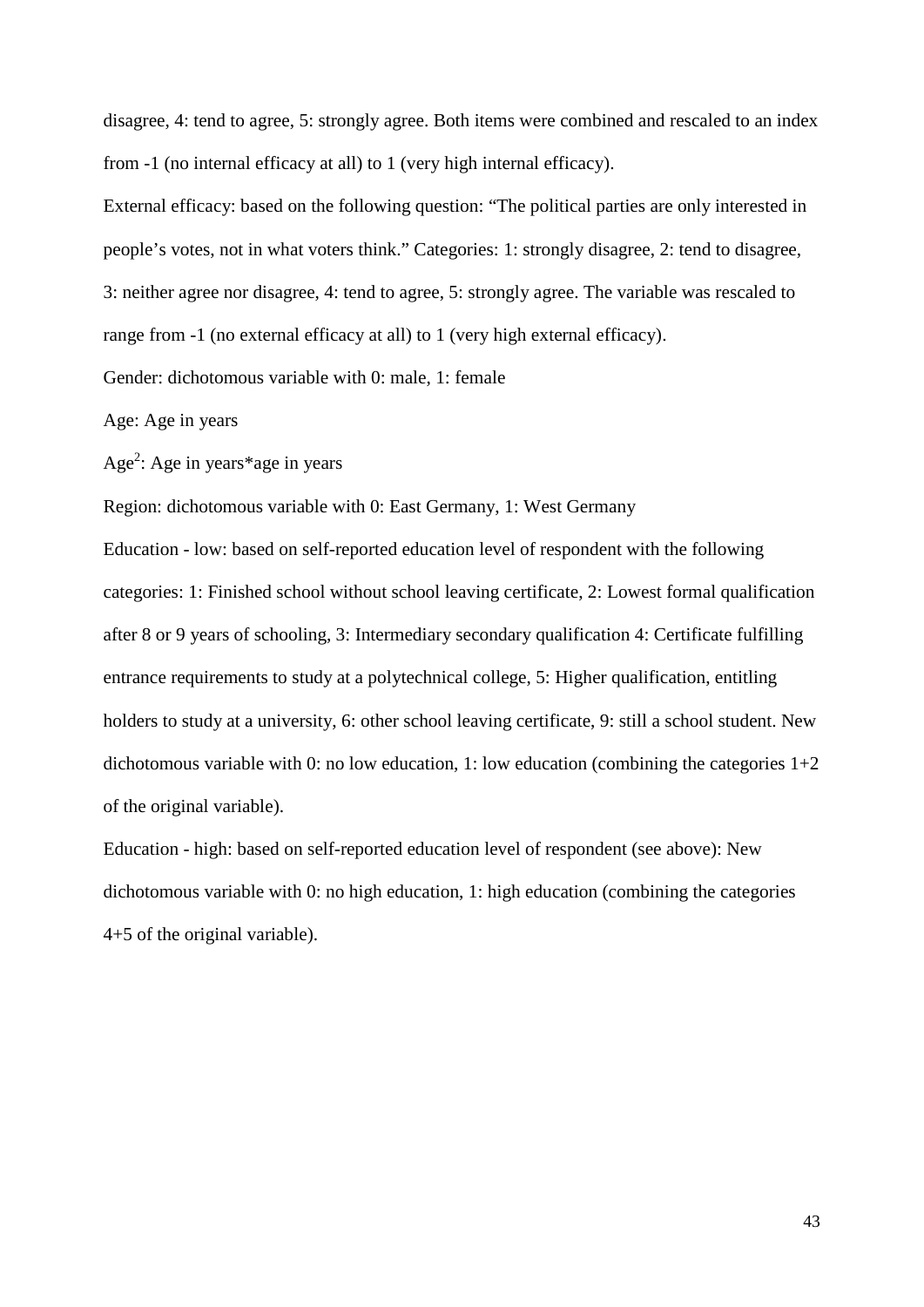disagree, 4: tend to agree, 5: strongly agree. Both items were combined and rescaled to an index from -1 (no internal efficacy at all) to 1 (very high internal efficacy).

External efficacy: based on the following question: “The political parties are only interested in people’s votes, not in what voters think.” Categories: 1: strongly disagree, 2: tend to disagree, 3: neither agree nor disagree, 4: tend to agree, 5: strongly agree. The variable was rescaled to range from -1 (no external efficacy at all) to 1 (very high external efficacy).

Gender: dichotomous variable with 0: male, 1: female

Age: Age in years

$Age^2$: Age in years*age in years

Region: dichotomous variable with 0: East Germany, 1: West Germany

Education - low: based on self-reported education level of respondent with the following categories: 1: Finished school without school leaving certificate, 2: Lowest formal qualification after 8 or 9 years of schooling, 3: Intermediary secondary qualification 4: Certificate fulfilling entrance requirements to study at a polytechnical college, 5: Higher qualification, entitling holders to study at a university, 6: other school leaving certificate, 9: still a school student. New dichotomous variable with 0: no low education, 1: low education (combining the categories 1+2 of the original variable).

Education - high: based on self-reported education level of respondent (see above): New dichotomous variable with 0: no high education, 1: high education (combining the categories 4+5 of the original variable).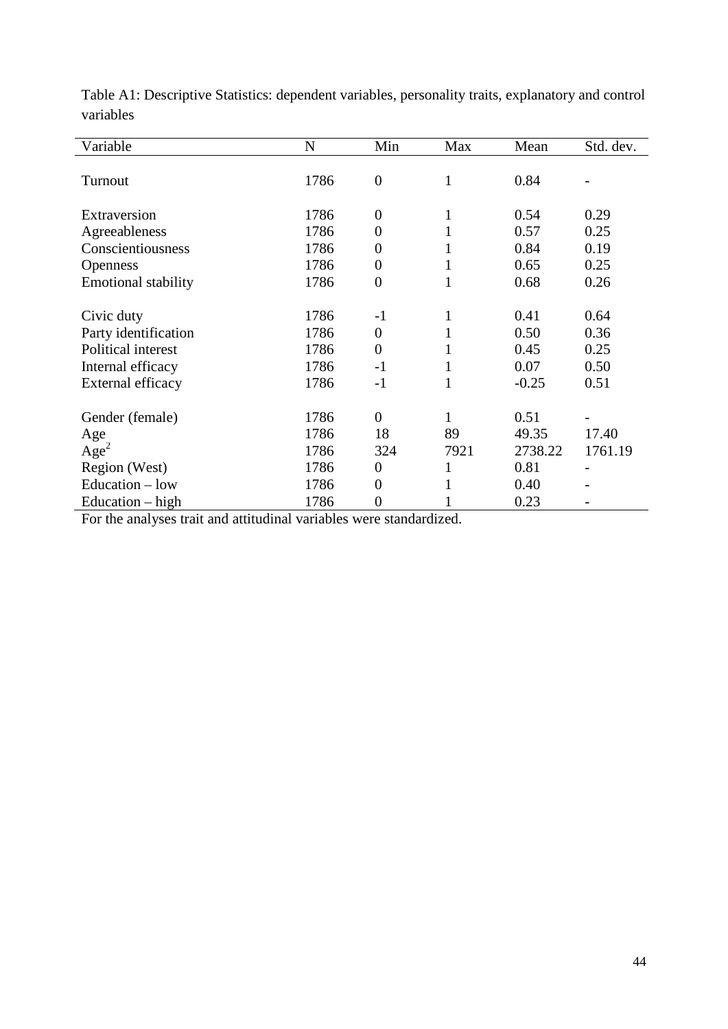Table A1: Descriptive Statistics: dependent variables, personality traits, explanatory and control variables

| Variable | N | Min | Max | Mean | Std. dev. |
|---|---|---|---|---|---|
| Turnout | 1786 | 0 | 1 | 0.84 | - |
| Extraversion | 1786 | 0 | 1 | 0.54 | 0.29 |
| Agreeableness | 1786 | 0 | 1 | 0.57 | 0.25 |
| Conscientiousness | 1786 | 0 | 1 | 0.84 | 0.19 |
| Openness | 1786 | 0 | 1 | 0.65 | 0.25 |
| Emotional stability | 1786 | 0 | 1 | 0.68 | 0.26 |
| Civic duty | 1786 | -1 | 1 | 0.41 | 0.64 |
| Party identification | 1786 | 0 | 1 | 0.50 | 0.36 |
| Political interest | 1786 | 0 | 1 | 0.45 | 0.25 |
| Internal efficacy | 1786 | -1 | 1 | 0.07 | 0.50 |
| External efficacy | 1786 | -1 | 1 | -0.25 | 0.51 |
| Gender (female) | 1786 | 0 | 1 | 0.51 | - |
| Age | 1786 | 18 | 89 | 49.35 | 17.40 |
| $Age^2$ | 1786 | 324 | 7921 | 2738.22 | 1761.19 |
| Region (West) | 1786 | 0 | 1 | 0.81 | - |
| Education – low | 1786 | 0 | 1 | 0.40 | - |
| Education – high | 1786 | 0 | 1 | 0.23 | - |

For the analyses trait and attitudinal variables were standardized.